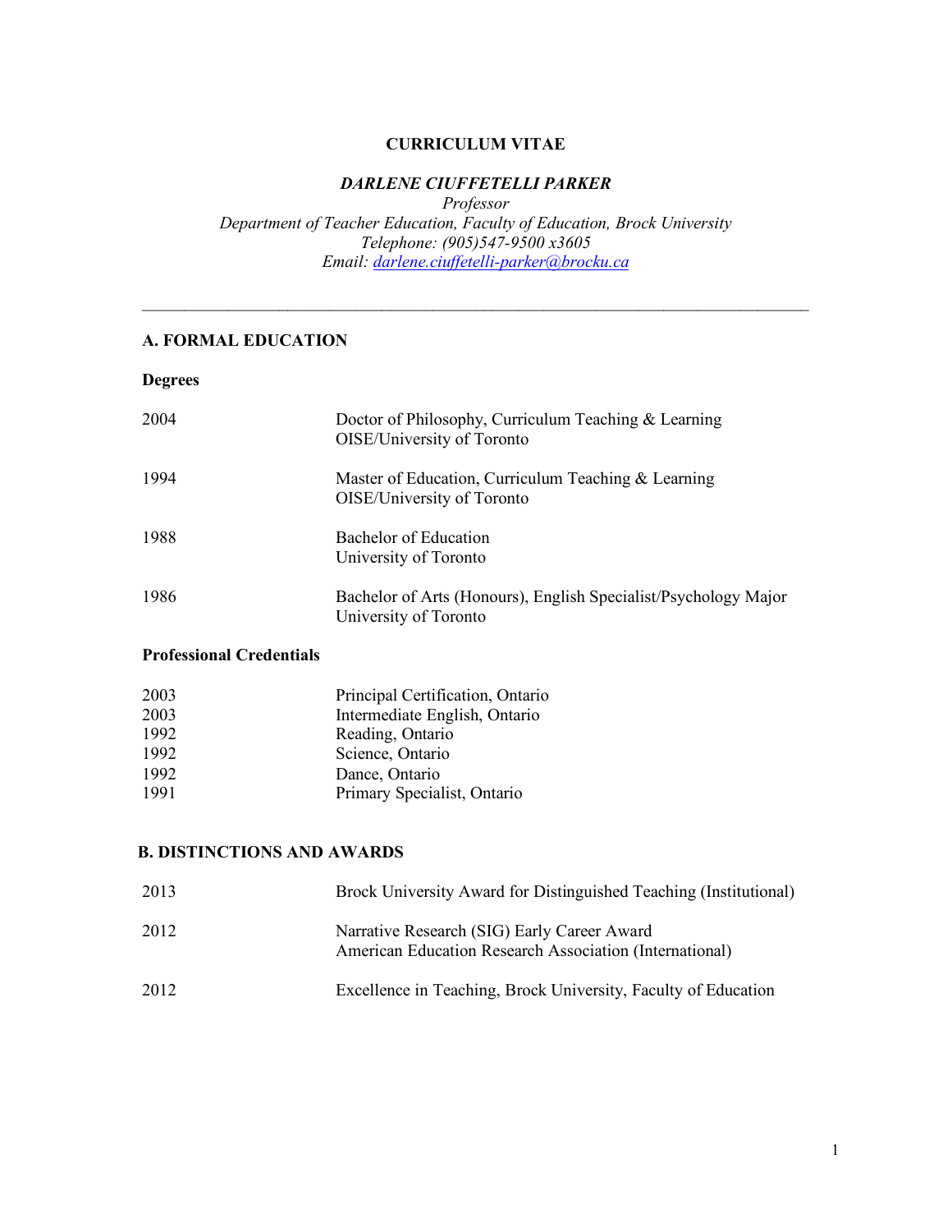# CURRICULUM VITAE

***DARLENE CIUFFETELLI PARKER***

*Professor*

*Department of Teacher Education, Faculty of Education, Brock University*

*Telephone: (905)547-9500 x3605*

*Email: darlene.ciuffetelli-parker@brocku.ca*

---

## A. FORMAL EDUCATION

### Degrees

| | |
|---|---|
| 2004 | Doctor of Philosophy, Curriculum Teaching & Learning<br>OISE/University of Toronto |
| 1994 | Master of Education, Curriculum Teaching & Learning<br>OISE/University of Toronto |
| 1988 | Bachelor of Education<br>University of Toronto |
| 1986 | Bachelor of Arts (Honours), English Specialist/Psychology Major<br>University of Toronto |

### Professional Credentials

| | |
|---|---|
| 2003 | Principal Certification, Ontario |
| 2003 | Intermediate English, Ontario |
| 1992 | Reading, Ontario |
| 1992 | Science, Ontario |
| 1992 | Dance, Ontario |
| 1991 | Primary Specialist, Ontario |

## B. DISTINCTIONS AND AWARDS

| | |
|---|---|
| 2013 | Brock University Award for Distinguished Teaching (Institutional) |
| 2012 | Narrative Research (SIG) Early Career Award<br>American Education Research Association (International) |
| 2012 | Excellence in Teaching, Brock University, Faculty of Education |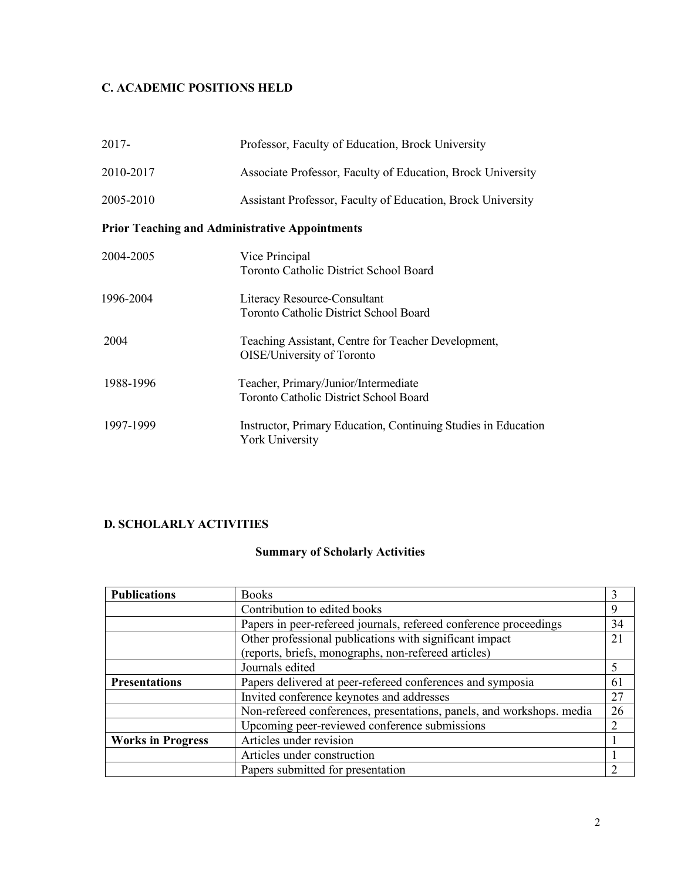## C. ACADEMIC POSITIONS HELD

| | |
|---|---|
| 2017- | Professor, Faculty of Education, Brock University |
| 2010-2017 | Associate Professor, Faculty of Education, Brock University |
| 2005-2010 | Assistant Professor, Faculty of Education, Brock University |

### Prior Teaching and Administrative Appointments

| | |
|---|---|
| 2004-2005 | Vice Principal<br>Toronto Catholic District School Board |
| 1996-2004 | Literacy Resource-Consultant<br>Toronto Catholic District School Board |
| 2004 | Teaching Assistant, Centre for Teacher Development,<br>OISE/University of Toronto |
| 1988-1996 | Teacher, Primary/Junior/Intermediate<br>Toronto Catholic District School Board |
| 1997-1999 | Instructor, Primary Education, Continuing Studies in Education<br>York University |

## D. SCHOLARLY ACTIVITIES

### Summary of Scholarly Activities

| | | |
|---|---|---|
| **Publications** | Books | 3 |
| | Contribution to edited books | 9 |
| | Papers in peer-refereed journals, refereed conference proceedings | 34 |
| | Other professional publications with significant impact (reports, briefs, monographs, non-refereed articles) | 21 |
| | Journals edited | 5 |
| **Presentations** | Papers delivered at peer-refereed conferences and symposia | 61 |
| | Invited conference keynotes and addresses | 27 |
| | Non-refereed conferences, presentations, panels, and workshops. media | 26 |
| | Upcoming peer-reviewed conference submissions | 2 |
| **Works in Progress** | Articles under revision | 1 |
| | Articles under construction | 1 |
| | Papers submitted for presentation | 2 |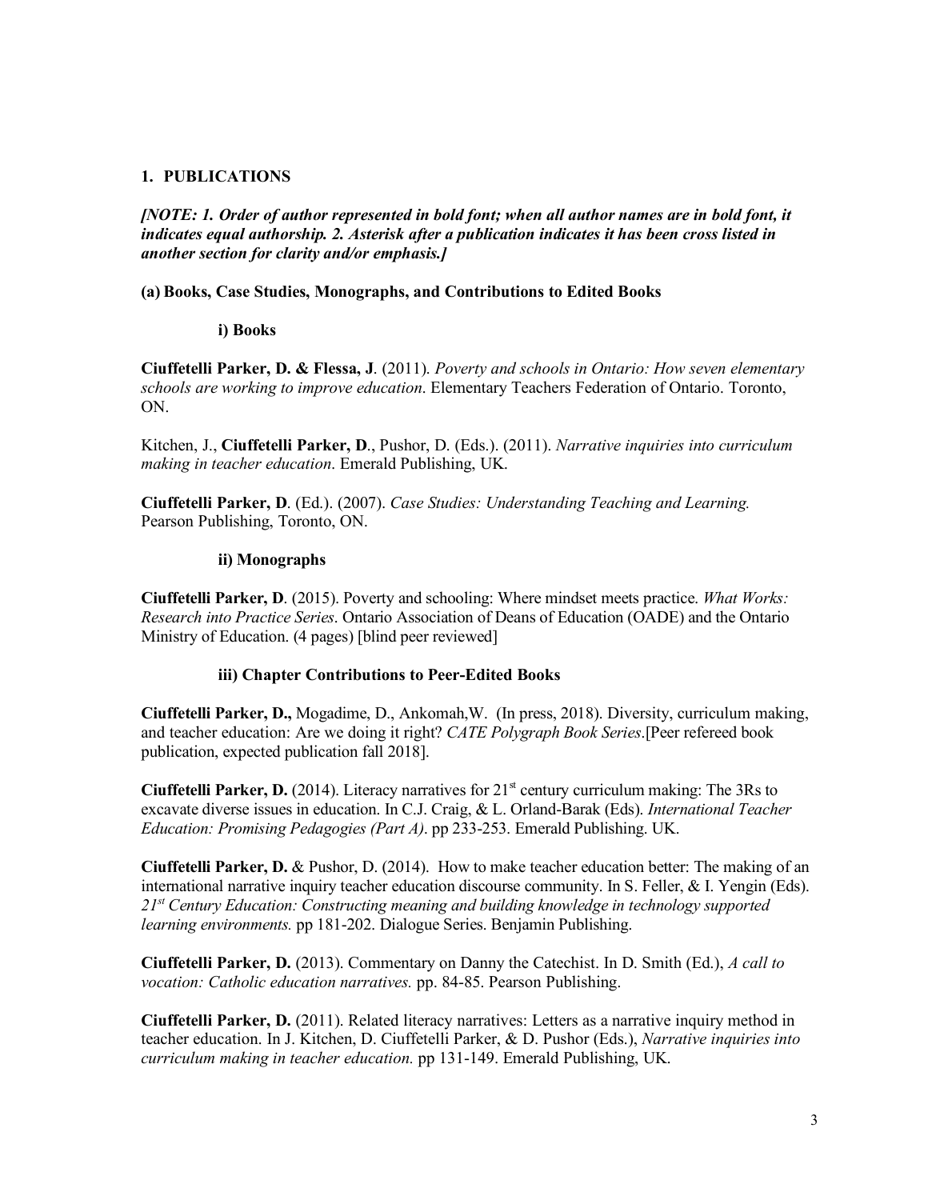## 1. PUBLICATIONS

***[NOTE: 1. Order of author represented in bold font; when all author names are in bold font, it indicates equal authorship. 2. Asterisk after a publication indicates it has been cross listed in another section for clarity and/or emphasis.]***

### (a) Books, Case Studies, Monographs, and Contributions to Edited Books

#### i) Books

**Ciuffetelli Parker, D. & Flessa, J**. (2011). *Poverty and schools in Ontario: How seven elementary schools are working to improve education*. Elementary Teachers Federation of Ontario. Toronto, ON.

Kitchen, J., **Ciuffetelli Parker, D**., Pushor, D. (Eds.). (2011). *Narrative inquiries into curriculum making in teacher education*. Emerald Publishing, UK.

**Ciuffetelli Parker, D**. (Ed.). (2007). *Case Studies: Understanding Teaching and Learning.* Pearson Publishing, Toronto, ON.

#### ii) Monographs

**Ciuffetelli Parker, D**. (2015). Poverty and schooling: Where mindset meets practice. *What Works: Research into Practice Series*. Ontario Association of Deans of Education (OADE) and the Ontario Ministry of Education. (4 pages) [blind peer reviewed]

#### iii) Chapter Contributions to Peer-Edited Books

**Ciuffetelli Parker, D.,** Mogadime, D., Ankomah,W. (In press, 2018). Diversity, curriculum making, and teacher education: Are we doing it right? *CATE Polygraph Book Series*.[Peer refereed book publication, expected publication fall 2018].

**Ciuffetelli Parker, D.** (2014). Literacy narratives for 21st century curriculum making: The 3Rs to excavate diverse issues in education. In C.J. Craig, & L. Orland-Barak (Eds). *International Teacher Education: Promising Pedagogies (Part A)*. pp 233-253. Emerald Publishing. UK.

**Ciuffetelli Parker, D.** & Pushor, D. (2014). How to make teacher education better: The making of an international narrative inquiry teacher education discourse community. In S. Feller, & I. Yengin (Eds). *21st Century Education: Constructing meaning and building knowledge in technology supported learning environments.* pp 181-202. Dialogue Series. Benjamin Publishing.

**Ciuffetelli Parker, D.** (2013). Commentary on Danny the Catechist. In D. Smith (Ed.), *A call to vocation: Catholic education narratives.* pp. 84-85. Pearson Publishing.

**Ciuffetelli Parker, D.** (2011). Related literacy narratives: Letters as a narrative inquiry method in teacher education. In J. Kitchen, D. Ciuffetelli Parker, & D. Pushor (Eds.), *Narrative inquiries into curriculum making in teacher education.* pp 131-149. Emerald Publishing, UK.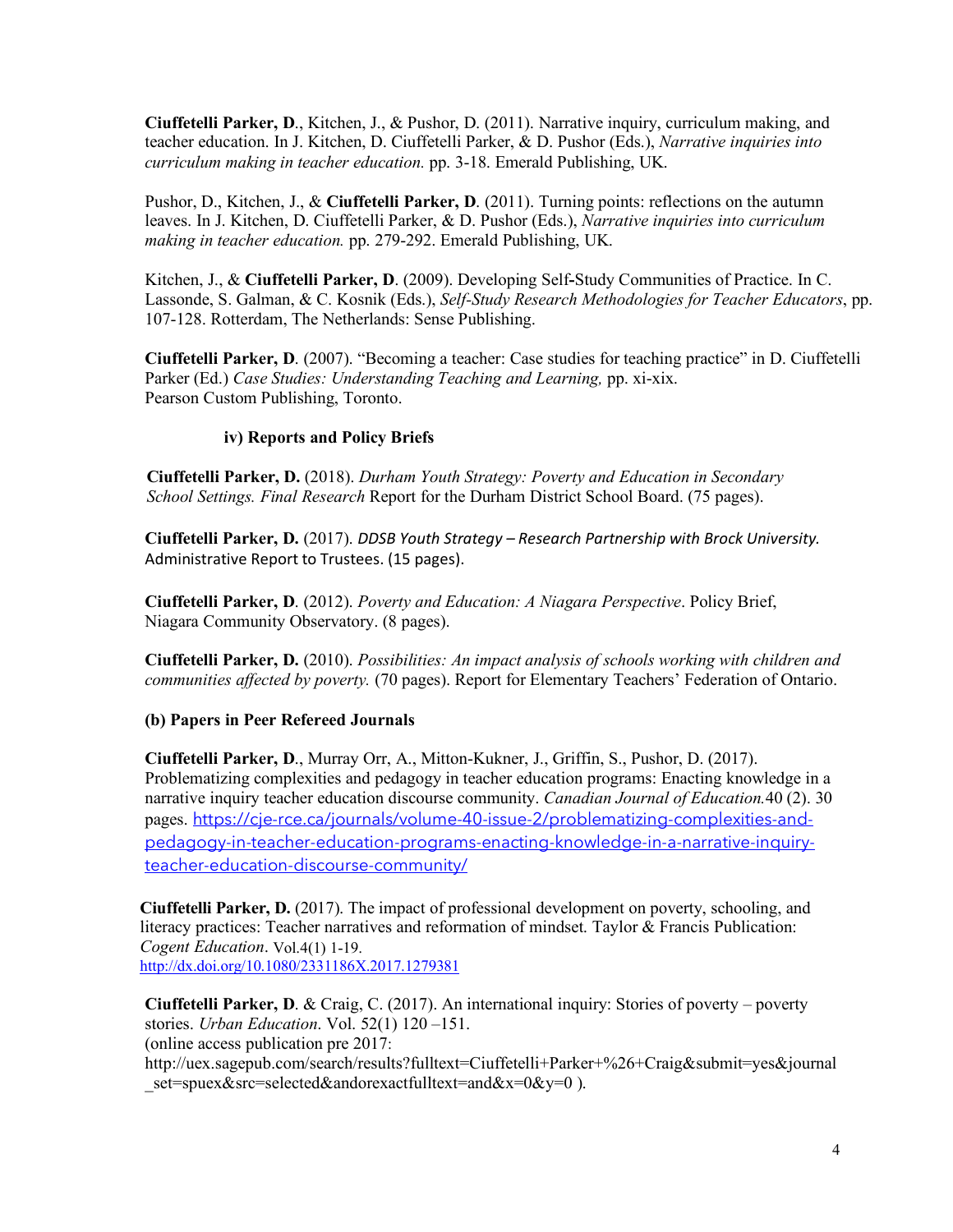**Ciuffetelli Parker, D**., Kitchen, J., & Pushor, D. (2011). Narrative inquiry, curriculum making, and teacher education. In J. Kitchen, D. Ciuffetelli Parker, & D. Pushor (Eds.), *Narrative inquiries into curriculum making in teacher education.* pp. 3-18. Emerald Publishing, UK.

Pushor, D., Kitchen, J., & **Ciuffetelli Parker, D**. (2011). Turning points: reflections on the autumn leaves. In J. Kitchen, D. Ciuffetelli Parker, & D. Pushor (Eds.), *Narrative inquiries into curriculum making in teacher education.* pp. 279-292. Emerald Publishing, UK.

Kitchen, J., & **Ciuffetelli Parker, D**. (2009). Developing Self-Study Communities of Practice. In C. Lassonde, S. Galman, & C. Kosnik (Eds.), *Self-Study Research Methodologies for Teacher Educators*, pp. 107-128. Rotterdam, The Netherlands: Sense Publishing.

**Ciuffetelli Parker, D**. (2007). "Becoming a teacher: Case studies for teaching practice" in D. Ciuffetelli Parker (Ed.) *Case Studies: Understanding Teaching and Learning,* pp. xi-xix. Pearson Custom Publishing, Toronto.

#### iv) Reports and Policy Briefs

**Ciuffetelli Parker, D.** (2018). *Durham Youth Strategy: Poverty and Education in Secondary School Settings. Final Research* Report for the Durham District School Board. (75 pages).

**Ciuffetelli Parker, D.** (2017). *DDSB Youth Strategy – Research Partnership with Brock University.* Administrative Report to Trustees. (15 pages).

**Ciuffetelli Parker, D**. (2012). *Poverty and Education: A Niagara Perspective*. Policy Brief, Niagara Community Observatory. (8 pages).

**Ciuffetelli Parker, D.** (2010). *Possibilities: An impact analysis of schools working with children and communities affected by poverty.* (70 pages). Report for Elementary Teachers' Federation of Ontario.

### (b) Papers in Peer Refereed Journals

**Ciuffetelli Parker, D**., Murray Orr, A., Mitton-Kukner, J., Griffin, S., Pushor, D. (2017). Problematizing complexities and pedagogy in teacher education programs: Enacting knowledge in a narrative inquiry teacher education discourse community. *Canadian Journal of Education.*40 (2). 30 pages. https://cje-rce.ca/journals/volume-40-issue-2/problematizing-complexities-and-pedagogy-in-teacher-education-programs-enacting-knowledge-in-a-narrative-inquiry-teacher-education-discourse-community/

**Ciuffetelli Parker, D.** (2017). The impact of professional development on poverty, schooling, and literacy practices: Teacher narratives and reformation of mindset. Taylor & Francis Publication: *Cogent Education*. Vol.4(1) 1-19. http://dx.doi.org/10.1080/2331186X.2017.1279381

**Ciuffetelli Parker, D**. & Craig, C. (2017). An international inquiry: Stories of poverty – poverty stories. *Urban Education*. Vol. 52(1) 120 –151. (online access publication pre 2017: http://uex.sagepub.com/search/results?fulltext=Ciuffetelli+Parker+%26+Craig&submit=yes&journal_set=spuex&src=selected&andorexactfulltext=and&x=0&y=0 ).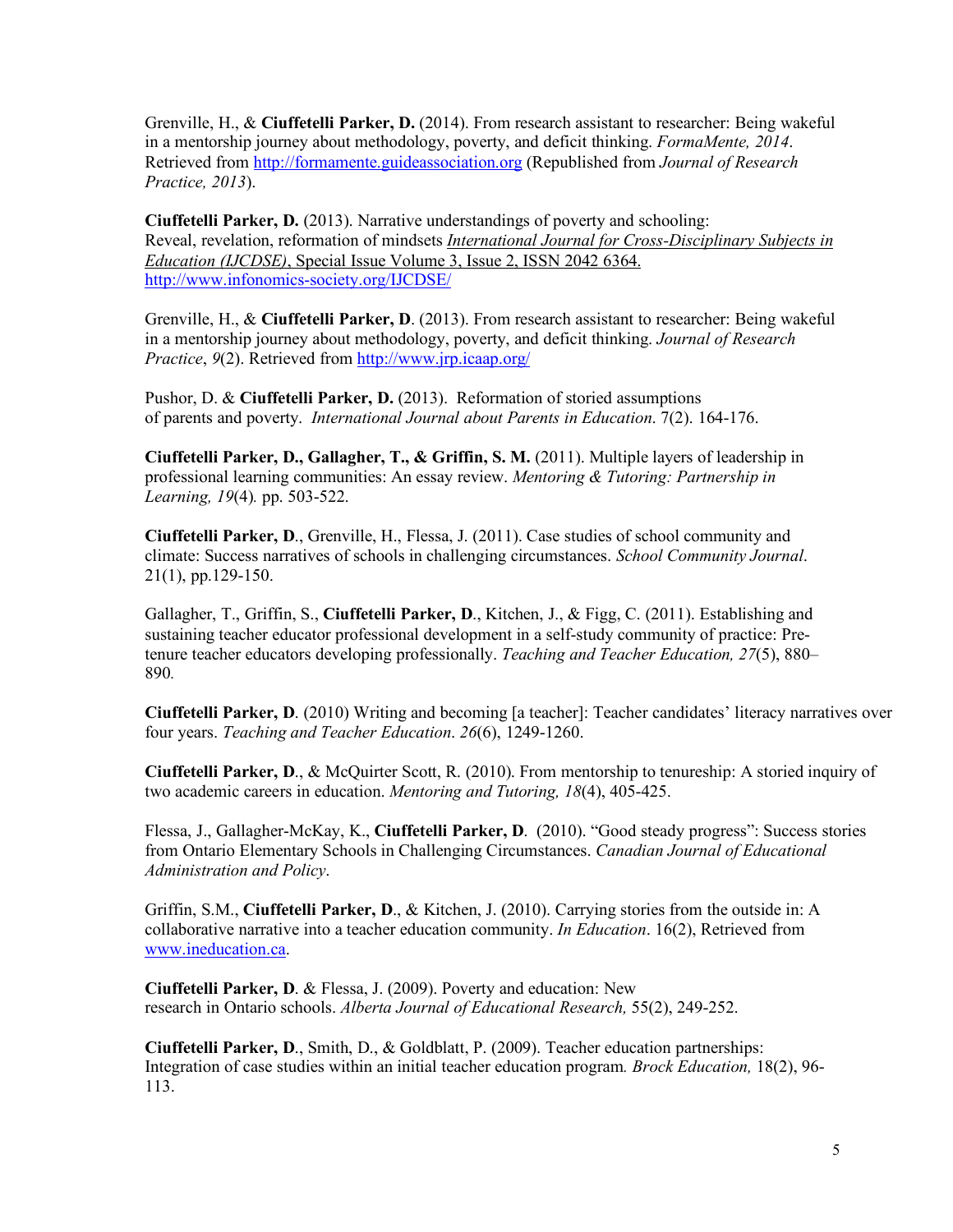Grenville, H., & **Ciuffetelli Parker, D.** (2014). From research assistant to researcher: Being wakeful in a mentorship journey about methodology, poverty, and deficit thinking. *FormaMente, 2014*. Retrieved from http://formamente.guideassociation.org (Republished from *Journal of Research Practice, 2013*).

**Ciuffetelli Parker, D.** (2013). Narrative understandings of poverty and schooling: Reveal, revelation, reformation of mindsets *International Journal for Cross-Disciplinary Subjects in Education (IJCDSE)*, Special Issue Volume 3, Issue 2, ISSN 2042 6364. http://www.infonomics-society.org/IJCDSE/

Grenville, H., & **Ciuffetelli Parker, D**. (2013). From research assistant to researcher: Being wakeful in a mentorship journey about methodology, poverty, and deficit thinking. *Journal of Research Practice*, *9*(2). Retrieved from http://www.jrp.icaap.org/

Pushor, D. & **Ciuffetelli Parker, D.** (2013). Reformation of storied assumptions of parents and poverty. *International Journal about Parents in Education*. 7(2). 164-176.

**Ciuffetelli Parker, D., Gallagher, T., & Griffin, S. M.** (2011). Multiple layers of leadership in professional learning communities: An essay review. *Mentoring & Tutoring: Partnership in Learning, 19*(4)*.* pp. 503-522.

**Ciuffetelli Parker, D**., Grenville, H., Flessa, J. (2011). Case studies of school community and climate: Success narratives of schools in challenging circumstances. *School Community Journal*. 21(1), pp.129-150.

Gallagher, T., Griffin, S., **Ciuffetelli Parker, D**., Kitchen, J., & Figg, C. (2011). Establishing and sustaining teacher educator professional development in a self-study community of practice: Pre-tenure teacher educators developing professionally. *Teaching and Teacher Education, 27*(5), 880–890*.*

**Ciuffetelli Parker, D**. (2010) Writing and becoming [a teacher]: Teacher candidates' literacy narratives over four years. *Teaching and Teacher Education*. *26*(6), 1249-1260.

**Ciuffetelli Parker, D**., & McQuirter Scott, R. (2010). From mentorship to tenureship: A storied inquiry of two academic careers in education. *Mentoring and Tutoring, 18*(4), 405-425.

Flessa, J., Gallagher-McKay, K., **Ciuffetelli Parker, D**. (2010). "Good steady progress": Success stories from Ontario Elementary Schools in Challenging Circumstances. *Canadian Journal of Educational Administration and Policy*.

Griffin, S.M., **Ciuffetelli Parker, D**., & Kitchen, J. (2010). Carrying stories from the outside in: A collaborative narrative into a teacher education community. *In Education*. 16(2), Retrieved from www.ineducation.ca.

**Ciuffetelli Parker, D**. & Flessa, J. (2009). Poverty and education: New research in Ontario schools. *Alberta Journal of Educational Research,* 55(2), 249-252.

**Ciuffetelli Parker, D**., Smith, D., & Goldblatt, P. (2009). Teacher education partnerships: Integration of case studies within an initial teacher education program*. Brock Education,* 18(2), 96-113.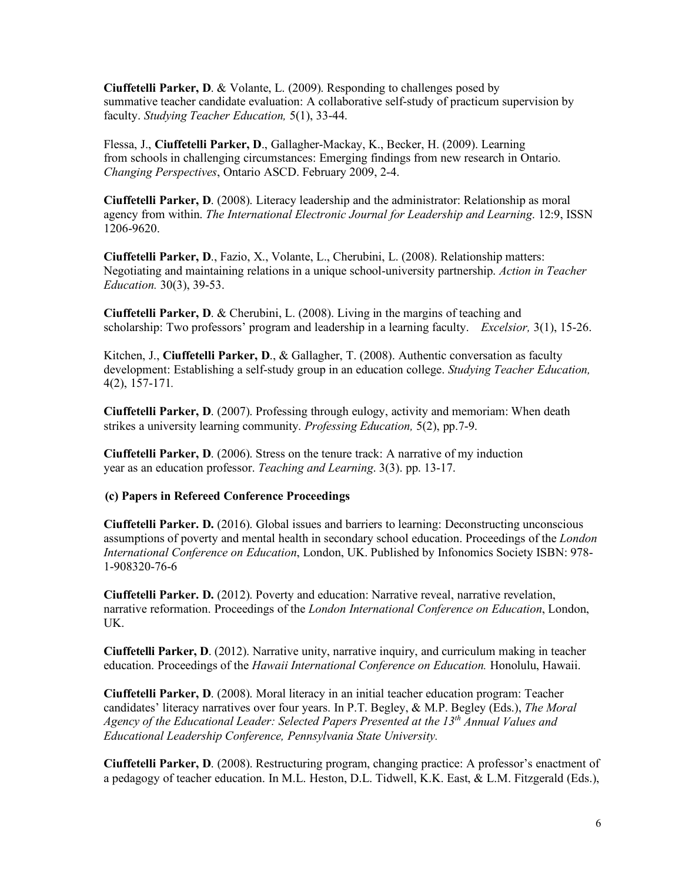**Ciuffetelli Parker, D**. & Volante, L. (2009). Responding to challenges posed by summative teacher candidate evaluation: A collaborative self-study of practicum supervision by faculty. *Studying Teacher Education,* 5(1), 33-44.

Flessa, J., **Ciuffetelli Parker, D**., Gallagher-Mackay, K., Becker, H. (2009). Learning from schools in challenging circumstances: Emerging findings from new research in Ontario. *Changing Perspectives*, Ontario ASCD. February 2009, 2-4.

**Ciuffetelli Parker, D**. (2008). Literacy leadership and the administrator: Relationship as moral agency from within. *The International Electronic Journal for Leadership and Learning*. 12:9, ISSN 1206-9620.

**Ciuffetelli Parker, D**., Fazio, X., Volante, L., Cherubini, L. (2008). Relationship matters: Negotiating and maintaining relations in a unique school-university partnership. *Action in Teacher Education.* 30(3), 39-53.

**Ciuffetelli Parker, D**. & Cherubini, L. (2008). Living in the margins of teaching and scholarship: Two professors' program and leadership in a learning faculty. *Excelsior,* 3(1), 15-26.

Kitchen, J., **Ciuffetelli Parker, D**., & Gallagher, T. (2008). Authentic conversation as faculty development: Establishing a self-study group in an education college. *Studying Teacher Education,* 4(2), 157-171.

**Ciuffetelli Parker, D**. (2007). Professing through eulogy, activity and memoriam: When death strikes a university learning community. *Professing Education,* 5(2), pp.7-9.

**Ciuffetelli Parker, D**. (2006). Stress on the tenure track: A narrative of my induction year as an education professor. *Teaching and Learning*. 3(3). pp. 13-17.

**(c) Papers in Refereed Conference Proceedings**

**Ciuffetelli Parker. D.** (2016). Global issues and barriers to learning: Deconstructing unconscious assumptions of poverty and mental health in secondary school education. Proceedings of the *London International Conference on Education*, London, UK. Published by Infonomics Society ISBN: 978-1-908320-76-6

**Ciuffetelli Parker. D.** (2012). Poverty and education: Narrative reveal, narrative revelation, narrative reformation. Proceedings of the *London International Conference on Education*, London, UK.

**Ciuffetelli Parker, D**. (2012). Narrative unity, narrative inquiry, and curriculum making in teacher education. Proceedings of the *Hawaii International Conference on Education.* Honolulu, Hawaii.

**Ciuffetelli Parker, D**. (2008). Moral literacy in an initial teacher education program: Teacher candidates' literacy narratives over four years. In P.T. Begley, & M.P. Begley (Eds.), *The Moral Agency of the Educational Leader: Selected Papers Presented at the 13th Annual Values and Educational Leadership Conference, Pennsylvania State University.*

**Ciuffetelli Parker, D**. (2008). Restructuring program, changing practice: A professor's enactment of a pedagogy of teacher education. In M.L. Heston, D.L. Tidwell, K.K. East, & L.M. Fitzgerald (Eds.),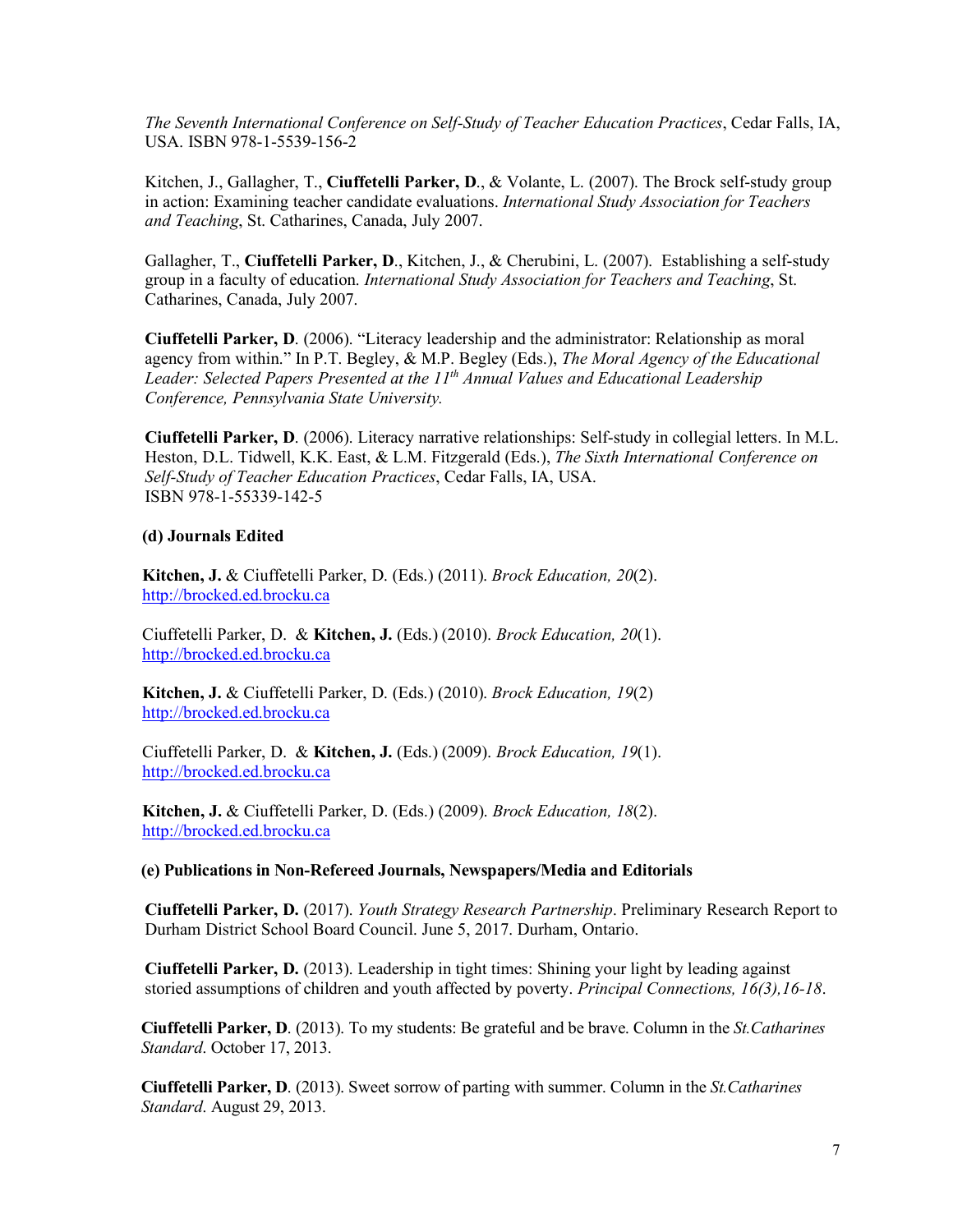*The Seventh International Conference on Self-Study of Teacher Education Practices*, Cedar Falls, IA, USA. ISBN 978-1-5539-156-2

Kitchen, J., Gallagher, T., **Ciuffetelli Parker, D**., & Volante, L. (2007). The Brock self-study group in action: Examining teacher candidate evaluations. *International Study Association for Teachers and Teaching*, St. Catharines, Canada, July 2007.

Gallagher, T., **Ciuffetelli Parker, D**., Kitchen, J., & Cherubini, L. (2007). Establishing a self-study group in a faculty of education. *International Study Association for Teachers and Teaching*, St. Catharines, Canada, July 2007.

**Ciuffetelli Parker, D**. (2006). "Literacy leadership and the administrator: Relationship as moral agency from within." In P.T. Begley, & M.P. Begley (Eds.), *The Moral Agency of the Educational Leader: Selected Papers Presented at the 11th Annual Values and Educational Leadership Conference, Pennsylvania State University.*

**Ciuffetelli Parker, D**. (2006). Literacy narrative relationships: Self-study in collegial letters. In M.L. Heston, D.L. Tidwell, K.K. East, & L.M. Fitzgerald (Eds.), *The Sixth International Conference on Self-Study of Teacher Education Practices*, Cedar Falls, IA, USA.
ISBN 978-1-55339-142-5

**(d) Journals Edited**

**Kitchen, J.** & Ciuffetelli Parker, D. (Eds.) (2011). *Brock Education, 20*(2).
http://brocked.ed.brocku.ca

Ciuffetelli Parker, D. & **Kitchen, J.** (Eds.) (2010). *Brock Education, 20*(1).
http://brocked.ed.brocku.ca

**Kitchen, J.** & Ciuffetelli Parker, D. (Eds.) (2010). *Brock Education, 19*(2)
http://brocked.ed.brocku.ca

Ciuffetelli Parker, D. & **Kitchen, J.** (Eds.) (2009). *Brock Education, 19*(1).
http://brocked.ed.brocku.ca

**Kitchen, J.** & Ciuffetelli Parker, D. (Eds.) (2009). *Brock Education, 18*(2).
http://brocked.ed.brocku.ca

**(e) Publications in Non-Refereed Journals, Newspapers/Media and Editorials**

**Ciuffetelli Parker, D.** (2017). *Youth Strategy Research Partnership*. Preliminary Research Report to Durham District School Board Council. June 5, 2017. Durham, Ontario.

**Ciuffetelli Parker, D.** (2013). Leadership in tight times: Shining your light by leading against storied assumptions of children and youth affected by poverty. *Principal Connections, 16(3),16-18*.

**Ciuffetelli Parker, D**. (2013). To my students: Be grateful and be brave. Column in the *St.Catharines Standard*. October 17, 2013.

**Ciuffetelli Parker, D**. (2013). Sweet sorrow of parting with summer. Column in the *St.Catharines Standard*. August 29, 2013.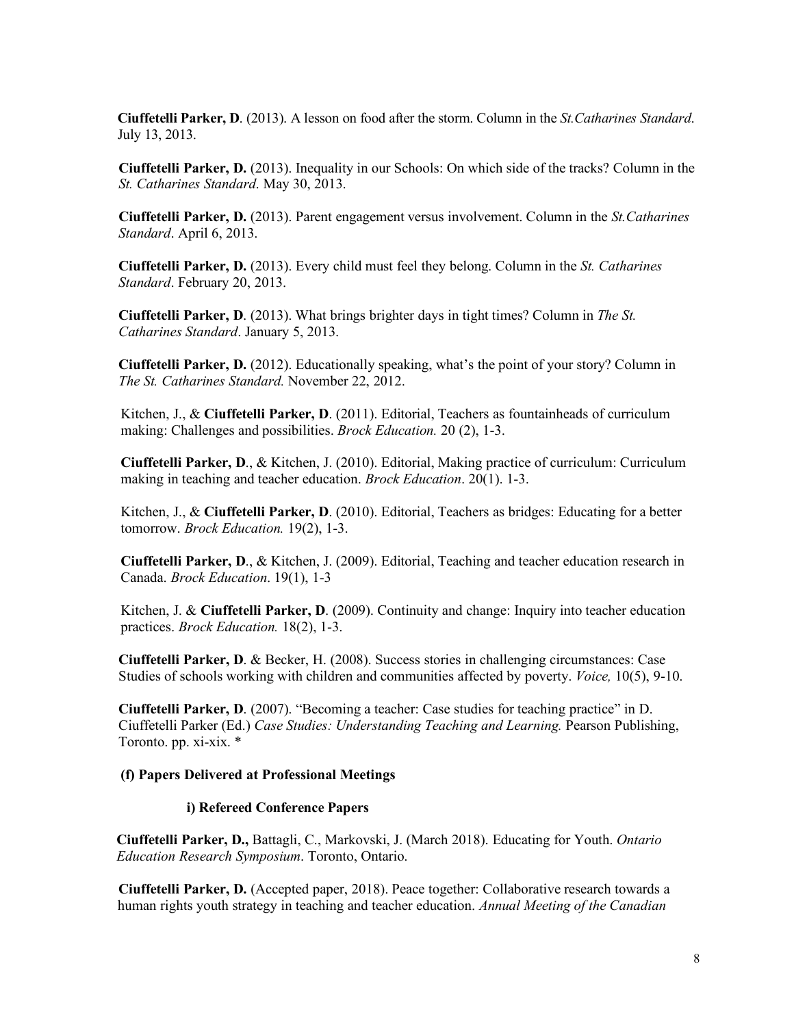**Ciuffetelli Parker, D**. (2013). A lesson on food after the storm. Column in the *St.Catharines Standard*. July 13, 2013.

**Ciuffetelli Parker, D.** (2013). Inequality in our Schools: On which side of the tracks? Column in the *St. Catharines Standard*. May 30, 2013.

**Ciuffetelli Parker, D.** (2013). Parent engagement versus involvement. Column in the *St.Catharines Standard*. April 6, 2013.

**Ciuffetelli Parker, D.** (2013). Every child must feel they belong. Column in the *St. Catharines Standard*. February 20, 2013.

**Ciuffetelli Parker, D**. (2013). What brings brighter days in tight times? Column in *The St. Catharines Standard*. January 5, 2013.

**Ciuffetelli Parker, D.** (2012). Educationally speaking, what's the point of your story? Column in *The St. Catharines Standard.* November 22, 2012.

Kitchen, J., & **Ciuffetelli Parker, D**. (2011). Editorial, Teachers as fountainheads of curriculum making: Challenges and possibilities. *Brock Education.* 20 (2), 1-3.

**Ciuffetelli Parker, D**., & Kitchen, J. (2010). Editorial, Making practice of curriculum: Curriculum making in teaching and teacher education. *Brock Education*. 20(1). 1-3.

Kitchen, J., & **Ciuffetelli Parker, D**. (2010). Editorial, Teachers as bridges: Educating for a better tomorrow. *Brock Education.* 19(2), 1-3.

**Ciuffetelli Parker, D**., & Kitchen, J. (2009). Editorial, Teaching and teacher education research in Canada. *Brock Education*. 19(1), 1-3

Kitchen, J. & **Ciuffetelli Parker, D**. (2009). Continuity and change: Inquiry into teacher education practices. *Brock Education.* 18(2), 1-3.

**Ciuffetelli Parker, D**. & Becker, H. (2008). Success stories in challenging circumstances: Case Studies of schools working with children and communities affected by poverty. *Voice,* 10(5), 9-10.

**Ciuffetelli Parker, D**. (2007). "Becoming a teacher: Case studies for teaching practice" in D. Ciuffetelli Parker (Ed.) *Case Studies: Understanding Teaching and Learning.* Pearson Publishing, Toronto. pp. xi-xix. *

**(f) Papers Delivered at Professional Meetings**

**i) Refereed Conference Papers**

**Ciuffetelli Parker, D.,** Battagli, C., Markovski, J. (March 2018). Educating for Youth. *Ontario Education Research Symposium*. Toronto, Ontario.

**Ciuffetelli Parker, D.** (Accepted paper, 2018). Peace together: Collaborative research towards a human rights youth strategy in teaching and teacher education. *Annual Meeting of the Canadian*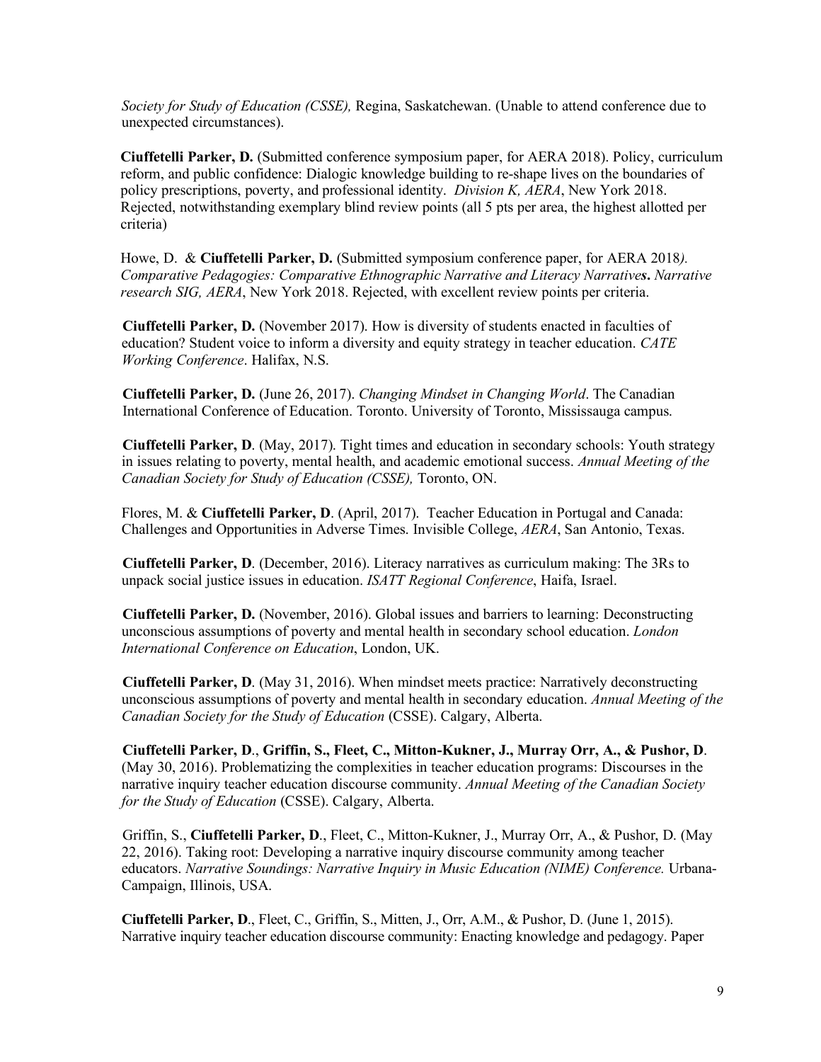*Society for Study of Education (CSSE),* Regina, Saskatchewan. (Unable to attend conference due to unexpected circumstances).

**Ciuffetelli Parker, D.** (Submitted conference symposium paper, for AERA 2018). Policy, curriculum reform, and public confidence: Dialogic knowledge building to re-shape lives on the boundaries of policy prescriptions, poverty, and professional identity. *Division K, AERA*, New York 2018. Rejected, notwithstanding exemplary blind review points (all 5 pts per area, the highest allotted per criteria)

Howe, D. & **Ciuffetelli Parker, D.** (Submitted symposium conference paper, for AERA 2018*). Comparative Pedagogies: Comparative Ethnographic Narrative and Literacy Narrative***s***. Narrative research SIG, AERA*, New York 2018. Rejected, with excellent review points per criteria.

**Ciuffetelli Parker, D.** (November 2017). How is diversity of students enacted in faculties of education? Student voice to inform a diversity and equity strategy in teacher education. *CATE Working Conference*. Halifax, N.S.

**Ciuffetelli Parker, D.** (June 26, 2017). *Changing Mindset in Changing World*. The Canadian International Conference of Education. Toronto. University of Toronto, Mississauga campus.

**Ciuffetelli Parker, D**. (May, 2017). Tight times and education in secondary schools: Youth strategy in issues relating to poverty, mental health, and academic emotional success. *Annual Meeting of the Canadian Society for Study of Education (CSSE),* Toronto, ON.

Flores, M. & **Ciuffetelli Parker, D**. (April, 2017). Teacher Education in Portugal and Canada: Challenges and Opportunities in Adverse Times. Invisible College, *AERA*, San Antonio, Texas.

**Ciuffetelli Parker, D**. (December, 2016). Literacy narratives as curriculum making: The 3Rs to unpack social justice issues in education. *ISATT Regional Conference*, Haifa, Israel.

**Ciuffetelli Parker, D.** (November, 2016). Global issues and barriers to learning: Deconstructing unconscious assumptions of poverty and mental health in secondary school education. *London International Conference on Education*, London, UK.

**Ciuffetelli Parker, D**. (May 31, 2016). When mindset meets practice: Narratively deconstructing unconscious assumptions of poverty and mental health in secondary education. *Annual Meeting of the Canadian Society for the Study of Education* (CSSE). Calgary, Alberta.

**Ciuffetelli Parker, D**., **Griffin, S., Fleet, C., Mitton-Kukner, J., Murray Orr, A., & Pushor, D**. (May 30, 2016). Problematizing the complexities in teacher education programs: Discourses in the narrative inquiry teacher education discourse community. *Annual Meeting of the Canadian Society for the Study of Education* (CSSE). Calgary, Alberta.

Griffin, S., **Ciuffetelli Parker, D**., Fleet, C., Mitton-Kukner, J., Murray Orr, A., & Pushor, D. (May 22, 2016). Taking root: Developing a narrative inquiry discourse community among teacher educators. *Narrative Soundings: Narrative Inquiry in Music Education (NIME) Conference.* Urbana-Campaign, Illinois, USA.

**Ciuffetelli Parker, D**., Fleet, C., Griffin, S., Mitten, J., Orr, A.M., & Pushor, D. (June 1, 2015). Narrative inquiry teacher education discourse community: Enacting knowledge and pedagogy. Paper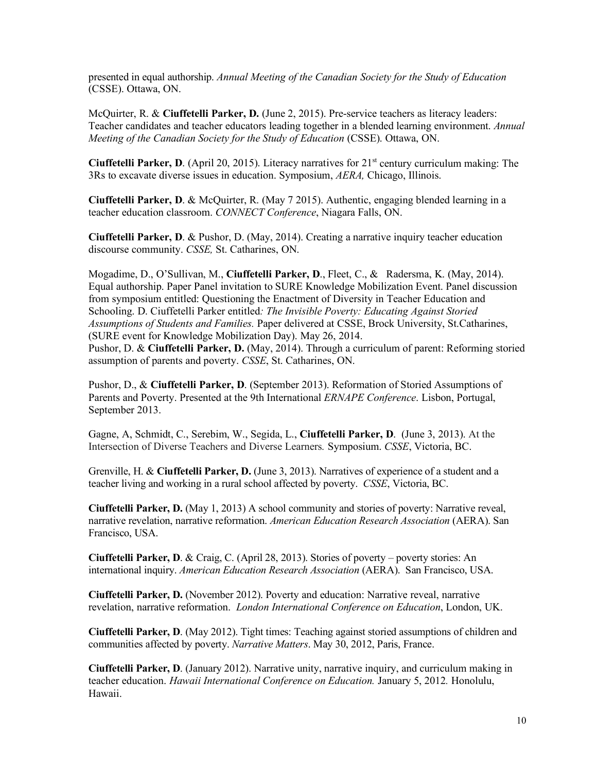presented in equal authorship. *Annual Meeting of the Canadian Society for the Study of Education* (CSSE). Ottawa, ON.

McQuirter, R. & **Ciuffetelli Parker, D.** (June 2, 2015). Pre-service teachers as literacy leaders: Teacher candidates and teacher educators leading together in a blended learning environment. *Annual Meeting of the Canadian Society for the Study of Education* (CSSE). Ottawa, ON.

**Ciuffetelli Parker, D**. (April 20, 2015). Literacy narratives for 21st century curriculum making: The 3Rs to excavate diverse issues in education. Symposium, *AERA,* Chicago, Illinois.

**Ciuffetelli Parker, D**. & McQuirter, R. (May 7 2015). Authentic, engaging blended learning in a teacher education classroom. *CONNECT Conference*, Niagara Falls, ON.

**Ciuffetelli Parker, D**. & Pushor, D. (May, 2014). Creating a narrative inquiry teacher education discourse community. *CSSE,* St. Catharines, ON.

Mogadime, D., O'Sullivan, M., **Ciuffetelli Parker, D**., Fleet, C., & Radersma, K. (May, 2014). Equal authorship. Paper Panel invitation to SURE Knowledge Mobilization Event. Panel discussion from symposium entitled: Questioning the Enactment of Diversity in Teacher Education and Schooling. D. Ciuffetelli Parker entitled*: The Invisible Poverty: Educating Against Storied Assumptions of Students and Families.* Paper delivered at CSSE, Brock University, St.Catharines, (SURE event for Knowledge Mobilization Day). May 26, 2014.

Pushor, D. & **Ciuffetelli Parker, D.** (May, 2014). Through a curriculum of parent: Reforming storied assumption of parents and poverty. *CSSE*, St. Catharines, ON.

Pushor, D., & **Ciuffetelli Parker, D**. (September 2013). Reformation of Storied Assumptions of Parents and Poverty. Presented at the 9th International *ERNAPE Conference*. Lisbon, Portugal, September 2013.

Gagne, A, Schmidt, C., Serebim, W., Segida, L., **Ciuffetelli Parker, D**. (June 3, 2013). At the Intersection of Diverse Teachers and Diverse Learners*.* Symposium. *CSSE*, Victoria, BC.

Grenville, H. & **Ciuffetelli Parker, D.** (June 3, 2013). Narratives of experience of a student and a teacher living and working in a rural school affected by poverty. *CSSE*, Victoria, BC.

**Ciuffetelli Parker, D.** (May 1, 2013) A school community and stories of poverty: Narrative reveal, narrative revelation, narrative reformation. *American Education Research Association* (AERA). San Francisco, USA.

**Ciuffetelli Parker, D**. & Craig, C. (April 28, 2013). Stories of poverty – poverty stories: An international inquiry. *American Education Research Association* (AERA). San Francisco, USA.

**Ciuffetelli Parker, D.** (November 2012). Poverty and education: Narrative reveal, narrative revelation, narrative reformation. *London International Conference on Education*, London, UK.

**Ciuffetelli Parker, D**. (May 2012). Tight times: Teaching against storied assumptions of children and communities affected by poverty. *Narrative Matters*. May 30, 2012, Paris, France.

**Ciuffetelli Parker, D**. (January 2012). Narrative unity, narrative inquiry, and curriculum making in teacher education. *Hawaii International Conference on Education.* January 5, 2012*.* Honolulu, Hawaii.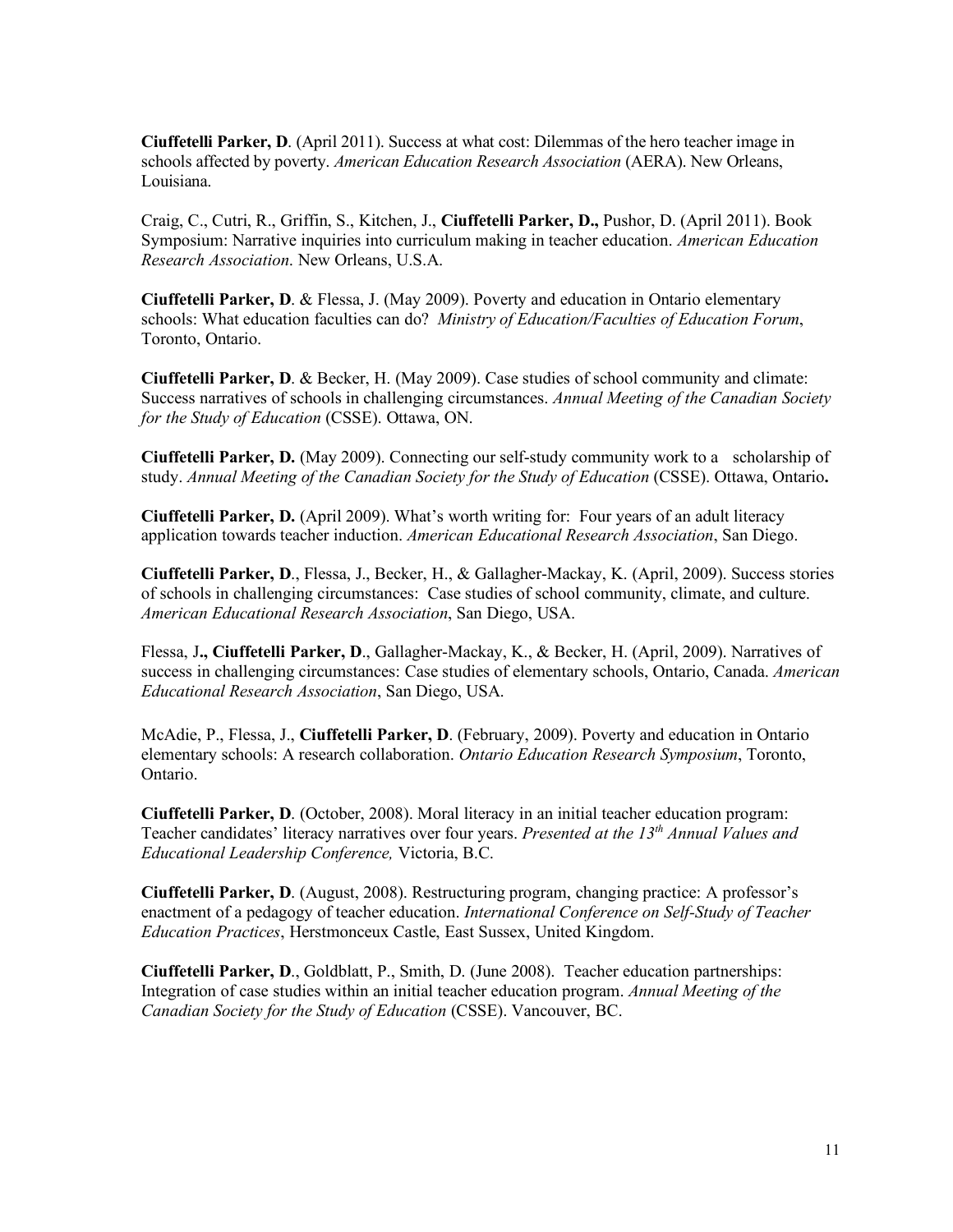**Ciuffetelli Parker, D**. (April 2011). Success at what cost: Dilemmas of the hero teacher image in schools affected by poverty. *American Education Research Association* (AERA). New Orleans, Louisiana.

Craig, C., Cutri, R., Griffin, S., Kitchen, J., **Ciuffetelli Parker, D.,** Pushor, D. (April 2011). Book Symposium: Narrative inquiries into curriculum making in teacher education. *American Education Research Association*. New Orleans, U.S.A.

**Ciuffetelli Parker, D**. & Flessa, J. (May 2009). Poverty and education in Ontario elementary schools: What education faculties can do? *Ministry of Education/Faculties of Education Forum*, Toronto, Ontario.

**Ciuffetelli Parker, D**. & Becker, H. (May 2009). Case studies of school community and climate: Success narratives of schools in challenging circumstances. *Annual Meeting of the Canadian Society for the Study of Education* (CSSE). Ottawa, ON.

**Ciuffetelli Parker, D.** (May 2009). Connecting our self-study community work to a scholarship of study. *Annual Meeting of the Canadian Society for the Study of Education* (CSSE). Ottawa, Ontario**.**

**Ciuffetelli Parker, D.** (April 2009). What's worth writing for: Four years of an adult literacy application towards teacher induction. *American Educational Research Association*, San Diego.

**Ciuffetelli Parker, D**., Flessa, J., Becker, H., & Gallagher-Mackay, K. (April, 2009). Success stories of schools in challenging circumstances: Case studies of school community, climate, and culture. *American Educational Research Association*, San Diego, USA.

Flessa, J**., Ciuffetelli Parker, D**., Gallagher-Mackay, K., & Becker, H. (April, 2009). Narratives of success in challenging circumstances: Case studies of elementary schools, Ontario, Canada. *American Educational Research Association*, San Diego, USA.

McAdie, P., Flessa, J., **Ciuffetelli Parker, D**. (February, 2009). Poverty and education in Ontario elementary schools: A research collaboration. *Ontario Education Research Symposium*, Toronto, Ontario.

**Ciuffetelli Parker, D**. (October, 2008). Moral literacy in an initial teacher education program: Teacher candidates' literacy narratives over four years. *Presented at the 13th Annual Values and Educational Leadership Conference,* Victoria, B.C.

**Ciuffetelli Parker, D**. (August, 2008). Restructuring program, changing practice: A professor's enactment of a pedagogy of teacher education. *International Conference on Self-Study of Teacher Education Practices*, Herstmonceux Castle, East Sussex, United Kingdom.

**Ciuffetelli Parker, D**., Goldblatt, P., Smith, D. (June 2008). Teacher education partnerships: Integration of case studies within an initial teacher education program. *Annual Meeting of the Canadian Society for the Study of Education* (CSSE). Vancouver, BC.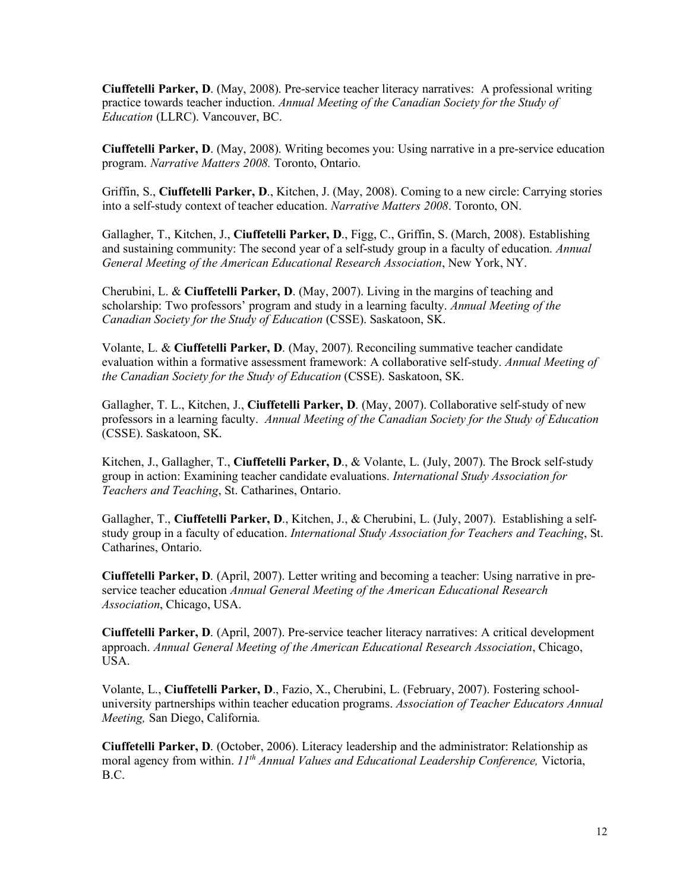**Ciuffetelli Parker, D**. (May, 2008). Pre-service teacher literacy narratives: A professional writing practice towards teacher induction. *Annual Meeting of the Canadian Society for the Study of Education* (LLRC). Vancouver, BC.

**Ciuffetelli Parker, D**. (May, 2008). Writing becomes you: Using narrative in a pre-service education program. *Narrative Matters 2008.* Toronto, Ontario.

Griffin, S., **Ciuffetelli Parker, D**., Kitchen, J. (May, 2008). Coming to a new circle: Carrying stories into a self-study context of teacher education. *Narrative Matters 2008*. Toronto, ON.

Gallagher, T., Kitchen, J., **Ciuffetelli Parker, D**., Figg, C., Griffin, S. (March, 2008). Establishing and sustaining community: The second year of a self-study group in a faculty of education. *Annual General Meeting of the American Educational Research Association*, New York, NY.

Cherubini, L. & **Ciuffetelli Parker, D**. (May, 2007). Living in the margins of teaching and scholarship: Two professors' program and study in a learning faculty. *Annual Meeting of the Canadian Society for the Study of Education* (CSSE). Saskatoon, SK.

Volante, L. & **Ciuffetelli Parker, D**. (May, 2007). Reconciling summative teacher candidate evaluation within a formative assessment framework: A collaborative self-study. *Annual Meeting of the Canadian Society for the Study of Education* (CSSE). Saskatoon, SK.

Gallagher, T. L., Kitchen, J., **Ciuffetelli Parker, D**. (May, 2007). Collaborative self-study of new professors in a learning faculty. *Annual Meeting of the Canadian Society for the Study of Education* (CSSE). Saskatoon, SK.

Kitchen, J., Gallagher, T., **Ciuffetelli Parker, D**., & Volante, L. (July, 2007). The Brock self-study group in action: Examining teacher candidate evaluations. *International Study Association for Teachers and Teaching*, St. Catharines, Ontario.

Gallagher, T., **Ciuffetelli Parker, D**., Kitchen, J., & Cherubini, L. (July, 2007). Establishing a self-study group in a faculty of education. *International Study Association for Teachers and Teaching*, St. Catharines, Ontario.

**Ciuffetelli Parker, D**. (April, 2007). Letter writing and becoming a teacher: Using narrative in pre-service teacher education *Annual General Meeting of the American Educational Research Association*, Chicago, USA.

**Ciuffetelli Parker, D**. (April, 2007). Pre-service teacher literacy narratives: A critical development approach. *Annual General Meeting of the American Educational Research Association*, Chicago, USA.

Volante, L., **Ciuffetelli Parker, D**., Fazio, X., Cherubini, L. (February, 2007). Fostering school-university partnerships within teacher education programs. *Association of Teacher Educators Annual Meeting,* San Diego, California.

**Ciuffetelli Parker, D**. (October, 2006). Literacy leadership and the administrator: Relationship as moral agency from within. *11th Annual Values and Educational Leadership Conference,* Victoria, B.C.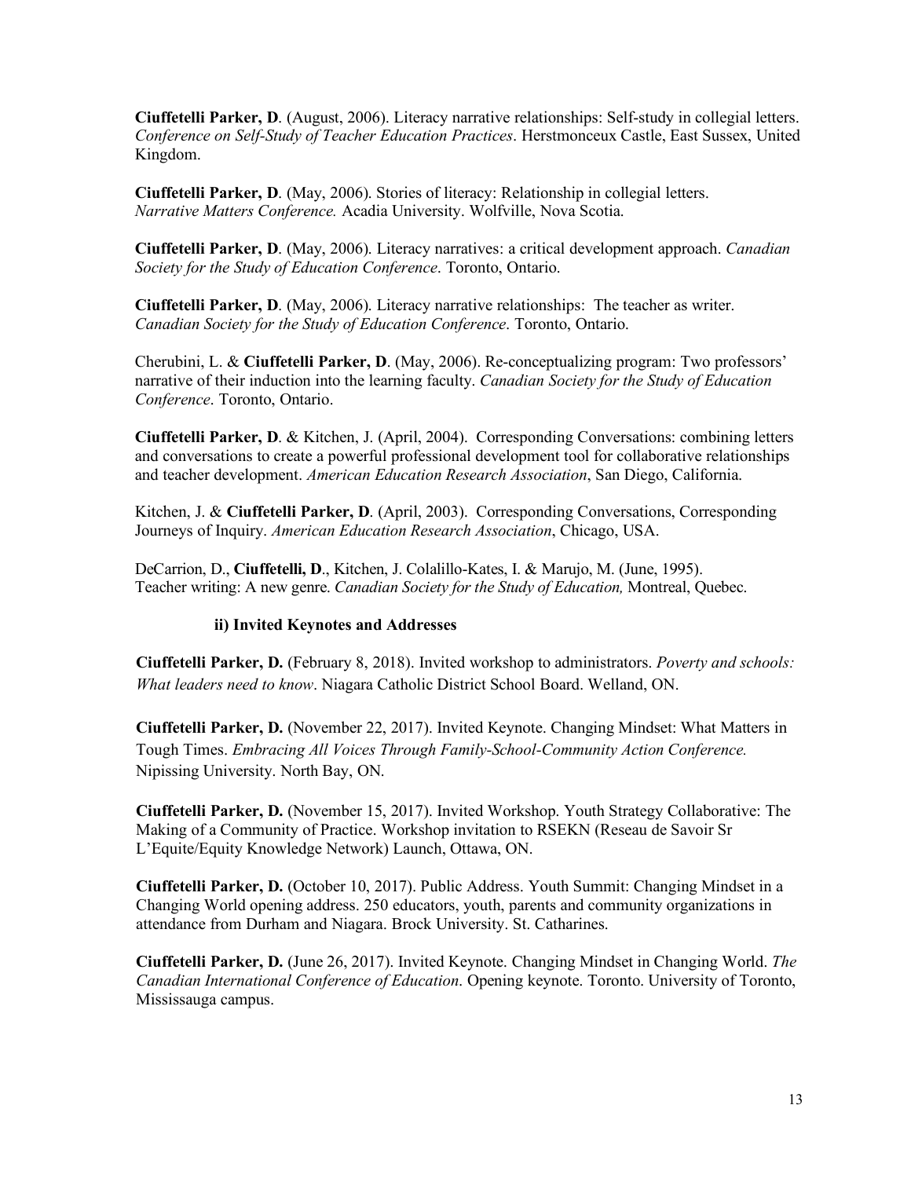**Ciuffetelli Parker, D**. (August, 2006). Literacy narrative relationships: Self-study in collegial letters. *Conference on Self-Study of Teacher Education Practices*. Herstmonceux Castle, East Sussex, United Kingdom.

**Ciuffetelli Parker, D**. (May, 2006). Stories of literacy: Relationship in collegial letters. *Narrative Matters Conference.* Acadia University. Wolfville, Nova Scotia.

**Ciuffetelli Parker, D**. (May, 2006). Literacy narratives: a critical development approach. *Canadian Society for the Study of Education Conference*. Toronto, Ontario.

**Ciuffetelli Parker, D**. (May, 2006). Literacy narrative relationships: The teacher as writer. *Canadian Society for the Study of Education Conference*. Toronto, Ontario.

Cherubini, L. & **Ciuffetelli Parker, D**. (May, 2006). Re-conceptualizing program: Two professors' narrative of their induction into the learning faculty. *Canadian Society for the Study of Education Conference*. Toronto, Ontario.

**Ciuffetelli Parker, D**. & Kitchen, J. (April, 2004). Corresponding Conversations: combining letters and conversations to create a powerful professional development tool for collaborative relationships and teacher development. *American Education Research Association*, San Diego, California.

Kitchen, J. & **Ciuffetelli Parker, D**. (April, 2003). Corresponding Conversations, Corresponding Journeys of Inquiry. *American Education Research Association*, Chicago, USA.

DeCarrion, D., **Ciuffetelli, D**., Kitchen, J. Colalillo-Kates, I. & Marujo, M. (June, 1995). Teacher writing: A new genre. *Canadian Society for the Study of Education,* Montreal, Quebec.

### ii) Invited Keynotes and Addresses

**Ciuffetelli Parker, D.** (February 8, 2018). Invited workshop to administrators. *Poverty and schools: What leaders need to know*. Niagara Catholic District School Board. Welland, ON.

**Ciuffetelli Parker, D.** (November 22, 2017). Invited Keynote. Changing Mindset: What Matters in Tough Times. *Embracing All Voices Through Family-School-Community Action Conference.* Nipissing University. North Bay, ON.

**Ciuffetelli Parker, D.** (November 15, 2017). Invited Workshop. Youth Strategy Collaborative: The Making of a Community of Practice. Workshop invitation to RSEKN (Reseau de Savoir Sr L'Equite/Equity Knowledge Network) Launch, Ottawa, ON.

**Ciuffetelli Parker, D.** (October 10, 2017). Public Address. Youth Summit: Changing Mindset in a Changing World opening address. 250 educators, youth, parents and community organizations in attendance from Durham and Niagara. Brock University. St. Catharines.

**Ciuffetelli Parker, D.** (June 26, 2017). Invited Keynote. Changing Mindset in Changing World. *The Canadian International Conference of Education*. Opening keynote. Toronto. University of Toronto, Mississauga campus.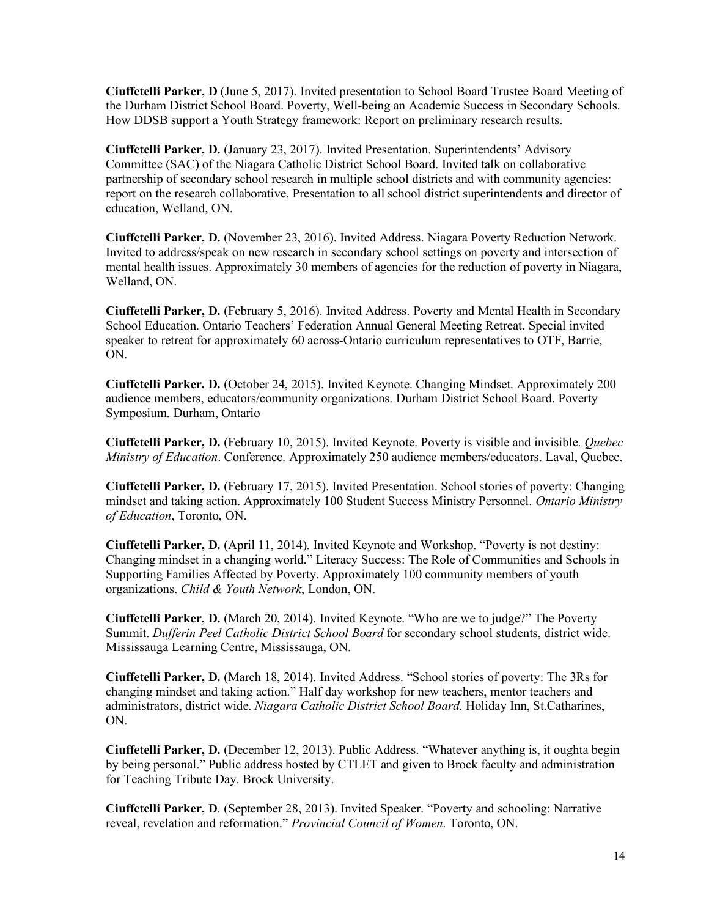**Ciuffetelli Parker, D** (June 5, 2017). Invited presentation to School Board Trustee Board Meeting of the Durham District School Board. Poverty, Well-being an Academic Success in Secondary Schools. How DDSB support a Youth Strategy framework: Report on preliminary research results.

**Ciuffetelli Parker, D.** (January 23, 2017). Invited Presentation. Superintendents' Advisory Committee (SAC) of the Niagara Catholic District School Board. Invited talk on collaborative partnership of secondary school research in multiple school districts and with community agencies: report on the research collaborative. Presentation to all school district superintendents and director of education, Welland, ON.

**Ciuffetelli Parker, D.** (November 23, 2016). Invited Address. Niagara Poverty Reduction Network. Invited to address/speak on new research in secondary school settings on poverty and intersection of mental health issues. Approximately 30 members of agencies for the reduction of poverty in Niagara, Welland, ON.

**Ciuffetelli Parker, D.** (February 5, 2016). Invited Address. Poverty and Mental Health in Secondary School Education. Ontario Teachers' Federation Annual General Meeting Retreat. Special invited speaker to retreat for approximately 60 across-Ontario curriculum representatives to OTF, Barrie, ON.

**Ciuffetelli Parker. D.** (October 24, 2015). Invited Keynote. Changing Mindset. Approximately 200 audience members, educators/community organizations. Durham District School Board. Poverty Symposium. Durham, Ontario

**Ciuffetelli Parker, D.** (February 10, 2015). Invited Keynote. Poverty is visible and invisible. *Quebec Ministry of Education*. Conference. Approximately 250 audience members/educators. Laval, Quebec.

**Ciuffetelli Parker, D.** (February 17, 2015). Invited Presentation. School stories of poverty: Changing mindset and taking action. Approximately 100 Student Success Ministry Personnel. *Ontario Ministry of Education*, Toronto, ON.

**Ciuffetelli Parker, D.** (April 11, 2014). Invited Keynote and Workshop. "Poverty is not destiny: Changing mindset in a changing world." Literacy Success: The Role of Communities and Schools in Supporting Families Affected by Poverty. Approximately 100 community members of youth organizations. *Child & Youth Network*, London, ON.

**Ciuffetelli Parker, D.** (March 20, 2014). Invited Keynote. "Who are we to judge?" The Poverty Summit. *Dufferin Peel Catholic District School Board* for secondary school students, district wide. Mississauga Learning Centre, Mississauga, ON.

**Ciuffetelli Parker, D.** (March 18, 2014). Invited Address. "School stories of poverty: The 3Rs for changing mindset and taking action." Half day workshop for new teachers, mentor teachers and administrators, district wide. *Niagara Catholic District School Board*. Holiday Inn, St.Catharines, ON.

**Ciuffetelli Parker, D.** (December 12, 2013). Public Address. "Whatever anything is, it oughta begin by being personal." Public address hosted by CTLET and given to Brock faculty and administration for Teaching Tribute Day. Brock University.

**Ciuffetelli Parker, D**. (September 28, 2013). Invited Speaker. "Poverty and schooling: Narrative reveal, revelation and reformation." *Provincial Council of Women*. Toronto, ON.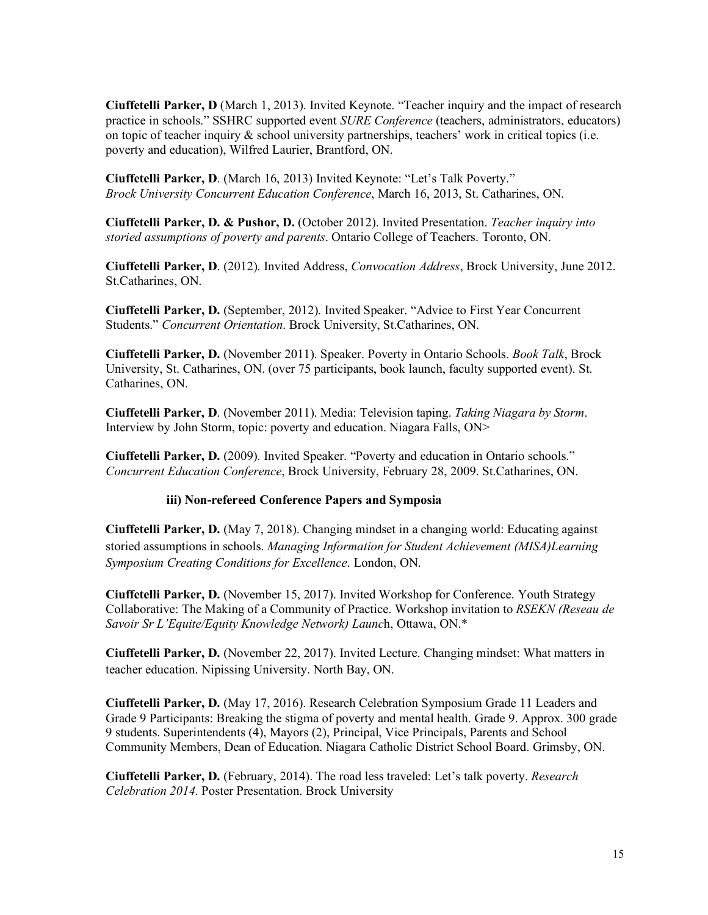**Ciuffetelli Parker, D** (March 1, 2013). Invited Keynote. "Teacher inquiry and the impact of research practice in schools." SSHRC supported event *SURE Conference* (teachers, administrators, educators) on topic of teacher inquiry & school university partnerships, teachers' work in critical topics (i.e. poverty and education), Wilfred Laurier, Brantford, ON.

**Ciuffetelli Parker, D**. (March 16, 2013) Invited Keynote: "Let's Talk Poverty." *Brock University Concurrent Education Conference*, March 16, 2013, St. Catharines, ON.

**Ciuffetelli Parker, D. & Pushor, D.** (October 2012). Invited Presentation. *Teacher inquiry into storied assumptions of poverty and parents*. Ontario College of Teachers. Toronto, ON.

**Ciuffetelli Parker, D**. (2012). Invited Address, *Convocation Address*, Brock University, June 2012. St.Catharines, ON.

**Ciuffetelli Parker, D.** (September, 2012). Invited Speaker. "Advice to First Year Concurrent Students." *Concurrent Orientation*. Brock University, St.Catharines, ON.

**Ciuffetelli Parker, D.** (November 2011). Speaker. Poverty in Ontario Schools. *Book Talk*, Brock University, St. Catharines, ON. (over 75 participants, book launch, faculty supported event). St. Catharines, ON.

**Ciuffetelli Parker, D**. (November 2011). Media: Television taping. *Taking Niagara by Storm*. Interview by John Storm, topic: poverty and education. Niagara Falls, ON>

**Ciuffetelli Parker, D.** (2009). Invited Speaker. "Poverty and education in Ontario schools." *Concurrent Education Conference*, Brock University, February 28, 2009. St.Catharines, ON.

### iii) Non-refereed Conference Papers and Symposia

**Ciuffetelli Parker, D.** (May 7, 2018). Changing mindset in a changing world: Educating against storied assumptions in schools. *Managing Information for Student Achievement (MISA)Learning Symposium Creating Conditions for Excellence*. London, ON.

**Ciuffetelli Parker, D.** (November 15, 2017). Invited Workshop for Conference. Youth Strategy Collaborative: The Making of a Community of Practice. Workshop invitation to *RSEKN (Reseau de Savoir Sr L'Equite/Equity Knowledge Network) Launc*h, Ottawa, ON.*

**Ciuffetelli Parker, D.** (November 22, 2017). Invited Lecture. Changing mindset: What matters in teacher education. Nipissing University. North Bay, ON.

**Ciuffetelli Parker, D.** (May 17, 2016). Research Celebration Symposium Grade 11 Leaders and Grade 9 Participants: Breaking the stigma of poverty and mental health. Grade 9. Approx. 300 grade 9 students. Superintendents (4), Mayors (2), Principal, Vice Principals, Parents and School Community Members, Dean of Education. Niagara Catholic District School Board. Grimsby, ON.

**Ciuffetelli Parker, D.** (February, 2014). The road less traveled: Let's talk poverty. *Research Celebration 2014*. Poster Presentation. Brock University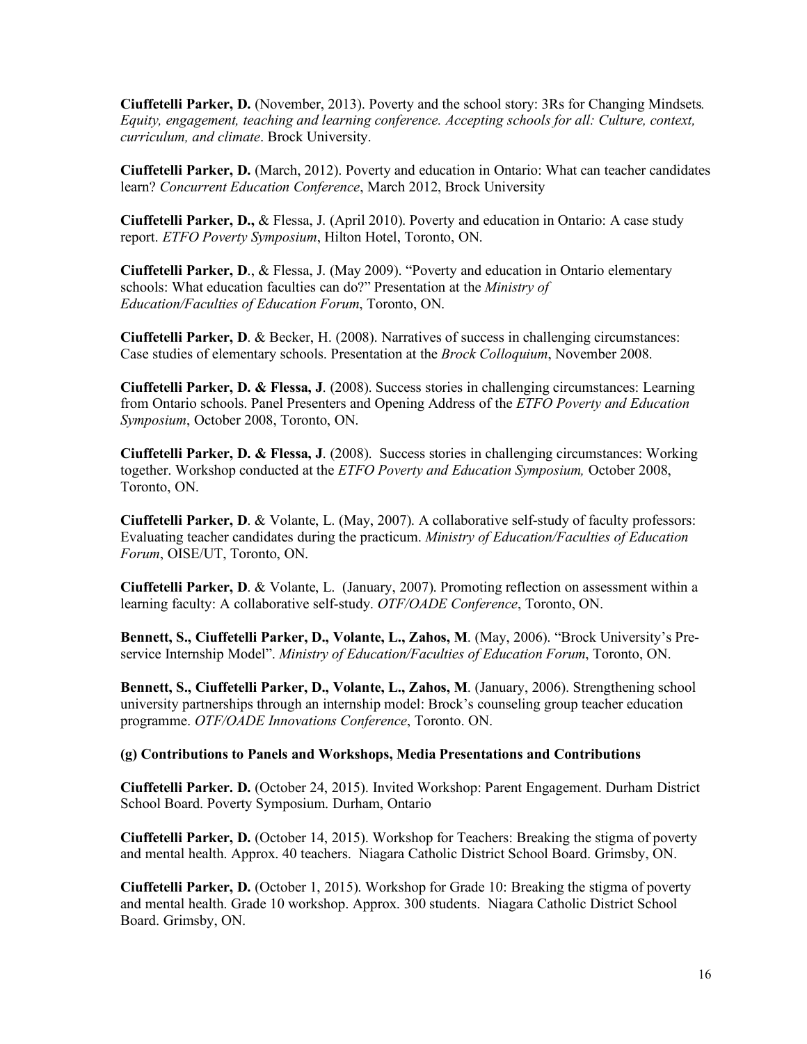**Ciuffetelli Parker, D.** (November, 2013). Poverty and the school story: 3Rs for Changing Mindsets*. Equity, engagement, teaching and learning conference. Accepting schools for all: Culture, context, curriculum, and climate*. Brock University.

**Ciuffetelli Parker, D.** (March, 2012). Poverty and education in Ontario: What can teacher candidates learn? *Concurrent Education Conference*, March 2012, Brock University

**Ciuffetelli Parker, D.,** & Flessa, J. (April 2010). Poverty and education in Ontario: A case study report. *ETFO Poverty Symposium*, Hilton Hotel, Toronto, ON.

**Ciuffetelli Parker, D**., & Flessa, J. (May 2009). "Poverty and education in Ontario elementary schools: What education faculties can do?" Presentation at the *Ministry of Education/Faculties of Education Forum*, Toronto, ON.

**Ciuffetelli Parker, D**. & Becker, H. (2008). Narratives of success in challenging circumstances: Case studies of elementary schools. Presentation at the *Brock Colloquium*, November 2008.

**Ciuffetelli Parker, D. & Flessa, J**. (2008). Success stories in challenging circumstances: Learning from Ontario schools. Panel Presenters and Opening Address of the *ETFO Poverty and Education Symposium*, October 2008, Toronto, ON.

**Ciuffetelli Parker, D. & Flessa, J**. (2008). Success stories in challenging circumstances: Working together. Workshop conducted at the *ETFO Poverty and Education Symposium,* October 2008, Toronto, ON.

**Ciuffetelli Parker, D**. & Volante, L. (May, 2007). A collaborative self-study of faculty professors: Evaluating teacher candidates during the practicum. *Ministry of Education/Faculties of Education Forum*, OISE/UT, Toronto, ON.

**Ciuffetelli Parker, D**. & Volante, L. (January, 2007). Promoting reflection on assessment within a learning faculty: A collaborative self-study. *OTF/OADE Conference*, Toronto, ON.

**Bennett, S., Ciuffetelli Parker, D., Volante, L., Zahos, M**. (May, 2006). "Brock University's Pre-service Internship Model". *Ministry of Education/Faculties of Education Forum*, Toronto, ON.

**Bennett, S., Ciuffetelli Parker, D., Volante, L., Zahos, M**. (January, 2006). Strengthening school university partnerships through an internship model: Brock's counseling group teacher education programme. *OTF/OADE Innovations Conference*, Toronto. ON.

**(g) Contributions to Panels and Workshops, Media Presentations and Contributions**

**Ciuffetelli Parker. D.** (October 24, 2015). Invited Workshop: Parent Engagement. Durham District School Board. Poverty Symposium. Durham, Ontario

**Ciuffetelli Parker, D.** (October 14, 2015). Workshop for Teachers: Breaking the stigma of poverty and mental health. Approx. 40 teachers. Niagara Catholic District School Board. Grimsby, ON.

**Ciuffetelli Parker, D.** (October 1, 2015). Workshop for Grade 10: Breaking the stigma of poverty and mental health. Grade 10 workshop. Approx. 300 students. Niagara Catholic District School Board. Grimsby, ON.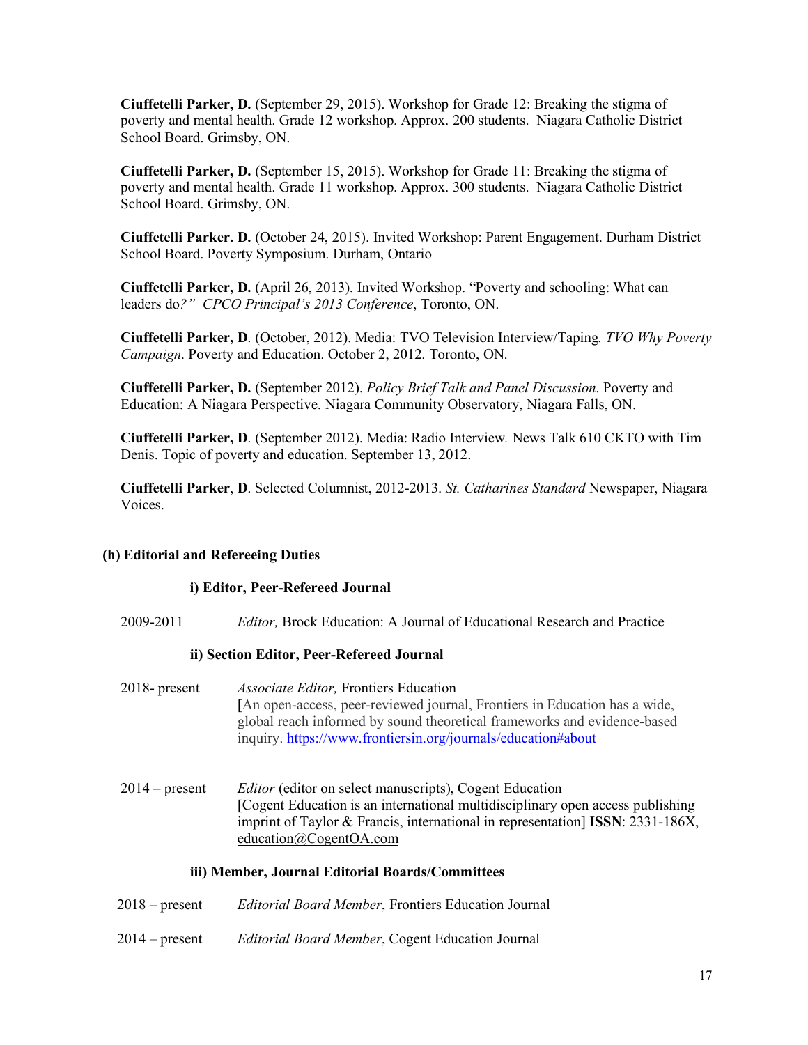**Ciuffetelli Parker, D.** (September 29, 2015). Workshop for Grade 12: Breaking the stigma of poverty and mental health. Grade 12 workshop. Approx. 200 students. Niagara Catholic District School Board. Grimsby, ON.

**Ciuffetelli Parker, D.** (September 15, 2015). Workshop for Grade 11: Breaking the stigma of poverty and mental health. Grade 11 workshop. Approx. 300 students. Niagara Catholic District School Board. Grimsby, ON.

**Ciuffetelli Parker. D.** (October 24, 2015). Invited Workshop: Parent Engagement. Durham District School Board. Poverty Symposium. Durham, Ontario

**Ciuffetelli Parker, D.** (April 26, 2013). Invited Workshop. "Poverty and schooling: What can leaders do*?" CPCO Principal's 2013 Conference*, Toronto, ON.

**Ciuffetelli Parker, D**. (October, 2012). Media: TVO Television Interview/Taping*. TVO Why Poverty Campaign*. Poverty and Education. October 2, 2012. Toronto, ON.

**Ciuffetelli Parker, D.** (September 2012). *Policy Brief Talk and Panel Discussion*. Poverty and Education: A Niagara Perspective. Niagara Community Observatory, Niagara Falls, ON.

**Ciuffetelli Parker, D**. (September 2012). Media: Radio Interview*.* News Talk 610 CKTO with Tim Denis. Topic of poverty and education. September 13, 2012.

**Ciuffetelli Parker**, **D**. Selected Columnist, 2012-2013. *St. Catharines Standard* Newspaper, Niagara Voices.

**(h) Editorial and Refereeing Duties**

**i) Editor, Peer-Refereed Journal**

2009-2011 *Editor,* Brock Education: A Journal of Educational Research and Practice

**ii) Section Editor, Peer-Refereed Journal**

2018- present *Associate Editor,* Frontiers Education
[An open-access, peer-reviewed journal, Frontiers in Education has a wide, global reach informed by sound theoretical frameworks and evidence-based inquiry. https://www.frontiersin.org/journals/education#about

2014 – present *Editor* (editor on select manuscripts), Cogent Education
[Cogent Education is an international multidisciplinary open access publishing imprint of Taylor & Francis, international in representation] **ISSN**: 2331-186X, education@CogentOA.com

**iii) Member, Journal Editorial Boards/Committees**

2018 – present *Editorial Board Member*, Frontiers Education Journal

2014 – present *Editorial Board Member*, Cogent Education Journal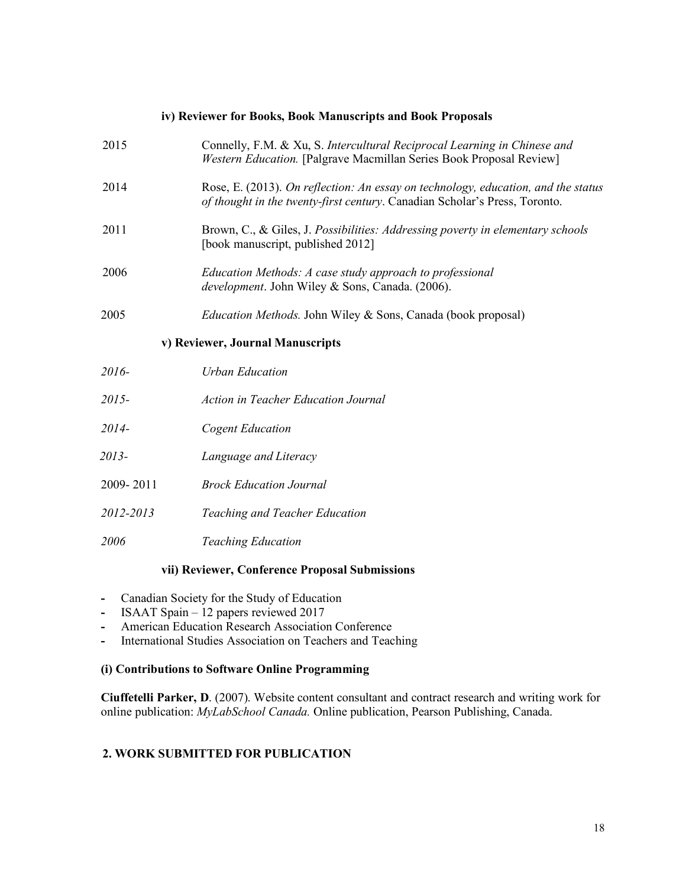#### iv) Reviewer for Books, Book Manuscripts and Book Proposals

2015 Connelly, F.M. & Xu, S. *Intercultural Reciprocal Learning in Chinese and Western Education.* [Palgrave Macmillan Series Book Proposal Review]

2014 Rose, E. (2013). *On reflection: An essay on technology, education, and the status of thought in the twenty-first century*. Canadian Scholar's Press, Toronto.

2011 Brown, C., & Giles, J. *Possibilities: Addressing poverty in elementary schools* [book manuscript, published 2012]

2006 *Education Methods: A case study approach to professional development*. John Wiley & Sons, Canada. (2006).

2005 *Education Methods.* John Wiley & Sons, Canada (book proposal)

#### v) Reviewer, Journal Manuscripts

*2016-* *Urban Education*

*2015-* *Action in Teacher Education Journal*

*2014-* *Cogent Education*

*2013-* *Language and Literacy*

2009- 2011 *Brock Education Journal*

*2012-2013* *Teaching and Teacher Education*

*2006* *Teaching Education*

#### vii) Reviewer, Conference Proposal Submissions

- Canadian Society for the Study of Education
- ISAAT Spain – 12 papers reviewed 2017
- American Education Research Association Conference
- International Studies Association on Teachers and Teaching

### (i) Contributions to Software Online Programming

**Ciuffetelli Parker, D**. (2007). Website content consultant and contract research and writing work for online publication: *MyLabSchool Canada.* Online publication, Pearson Publishing, Canada.

## 2. WORK SUBMITTED FOR PUBLICATION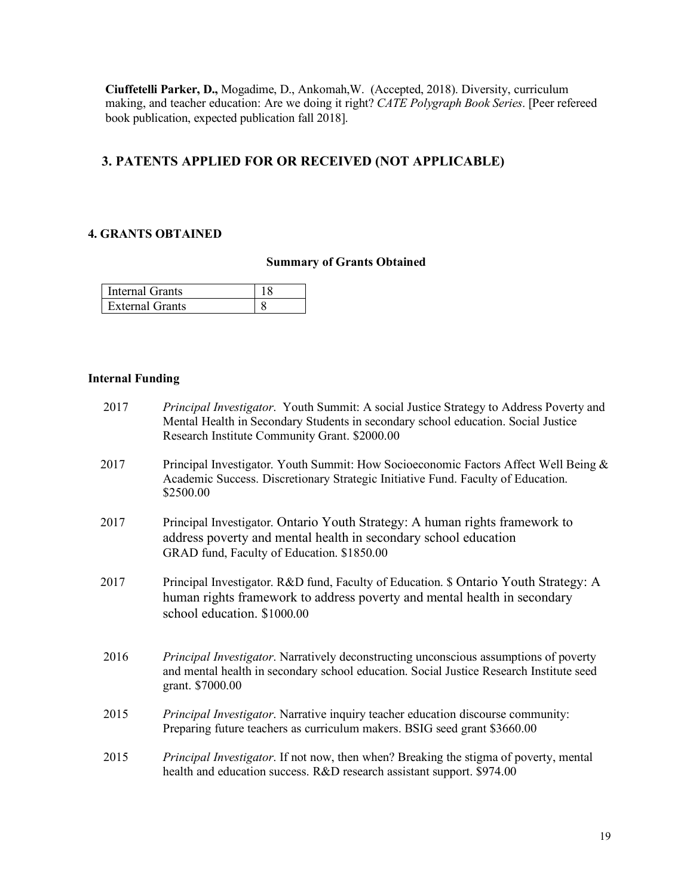**Ciuffetelli Parker, D.,** Mogadime, D., Ankomah,W. (Accepted, 2018). Diversity, curriculum making, and teacher education: Are we doing it right? *CATE Polygraph Book Series*. [Peer refereed book publication, expected publication fall 2018].

## 3. PATENTS APPLIED FOR OR RECEIVED (NOT APPLICABLE)

### 4. GRANTS OBTAINED

**Summary of Grants Obtained**

| Internal Grants | 18 |
|---|---|
| External Grants | 8 |

**Internal Funding**

2017 *Principal Investigator*. Youth Summit: A social Justice Strategy to Address Poverty and Mental Health in Secondary Students in secondary school education. Social Justice Research Institute Community Grant. $2000.00

2017 Principal Investigator. Youth Summit: How Socioeconomic Factors Affect Well Being & Academic Success. Discretionary Strategic Initiative Fund. Faculty of Education. $2500.00

2017 Principal Investigator. Ontario Youth Strategy: A human rights framework to address poverty and mental health in secondary school education GRAD fund, Faculty of Education. $1850.00

2017 Principal Investigator. R&D fund, Faculty of Education. $ Ontario Youth Strategy: A human rights framework to address poverty and mental health in secondary school education. $1000.00

2016 *Principal Investigator*. Narratively deconstructing unconscious assumptions of poverty and mental health in secondary school education. Social Justice Research Institute seed grant. $7000.00

2015 *Principal Investigator*. Narrative inquiry teacher education discourse community: Preparing future teachers as curriculum makers. BSIG seed grant $3660.00

2015 *Principal Investigator*. If not now, then when? Breaking the stigma of poverty, mental health and education success. R&D research assistant support. $974.00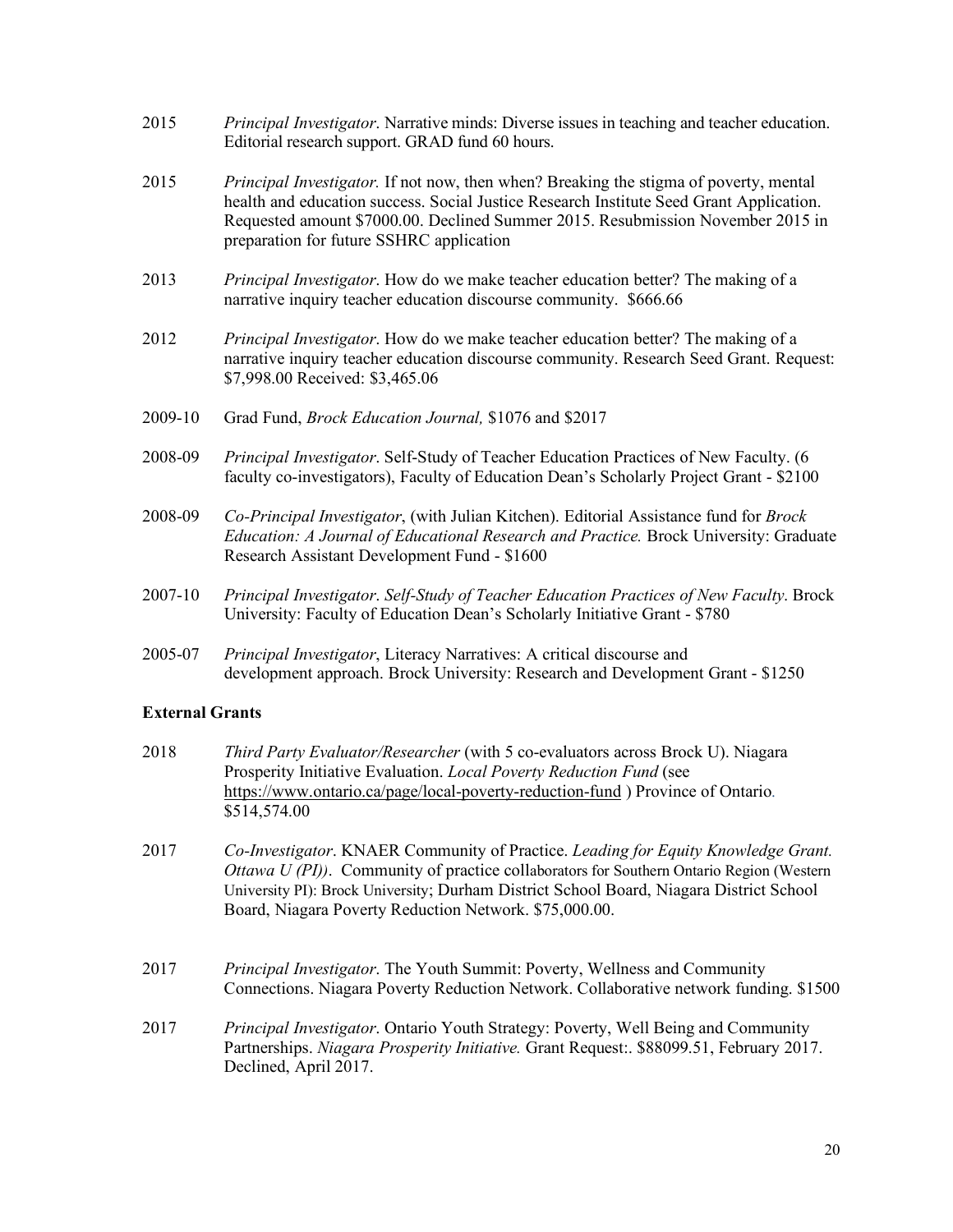2015 *Principal Investigator*. Narrative minds: Diverse issues in teaching and teacher education. Editorial research support. GRAD fund 60 hours.

2015 *Principal Investigator.* If not now, then when? Breaking the stigma of poverty, mental health and education success. Social Justice Research Institute Seed Grant Application. Requested amount $7000.00. Declined Summer 2015. Resubmission November 2015 in preparation for future SSHRC application

2013 *Principal Investigator*. How do we make teacher education better? The making of a narrative inquiry teacher education discourse community. $666.66

2012 *Principal Investigator*. How do we make teacher education better? The making of a narrative inquiry teacher education discourse community. Research Seed Grant. Request: $7,998.00 Received: $3,465.06

2009-10 Grad Fund, *Brock Education Journal,* $1076 and $2017

2008-09 *Principal Investigator*. Self-Study of Teacher Education Practices of New Faculty. (6 faculty co-investigators), Faculty of Education Dean's Scholarly Project Grant - $2100

2008-09 *Co-Principal Investigator*, (with Julian Kitchen). Editorial Assistance fund for *Brock Education: A Journal of Educational Research and Practice.* Brock University: Graduate Research Assistant Development Fund - $1600

2007-10 *Principal Investigator*. *Self-Study of Teacher Education Practices of New Faculty*. Brock University: Faculty of Education Dean's Scholarly Initiative Grant - $780

2005-07 *Principal Investigator*, Literacy Narratives: A critical discourse and development approach. Brock University: Research and Development Grant - $1250

### External Grants

2018 *Third Party Evaluator/Researcher* (with 5 co-evaluators across Brock U). Niagara Prosperity Initiative Evaluation. *Local Poverty Reduction Fund* (see https://www.ontario.ca/page/local-poverty-reduction-fund ) Province of Ontario. $514,574.00

2017 *Co-Investigator*. KNAER Community of Practice. *Leading for Equity Knowledge Grant. Ottawa U (PI))*. Community of practice collaborators for Southern Ontario Region (Western University PI): Brock University; Durham District School Board, Niagara District School Board, Niagara Poverty Reduction Network. $75,000.00.

2017 *Principal Investigator*. The Youth Summit: Poverty, Wellness and Community Connections. Niagara Poverty Reduction Network. Collaborative network funding. $1500

2017 *Principal Investigator*. Ontario Youth Strategy: Poverty, Well Being and Community Partnerships. *Niagara Prosperity Initiative.* Grant Request:. $88099.51, February 2017. Declined, April 2017.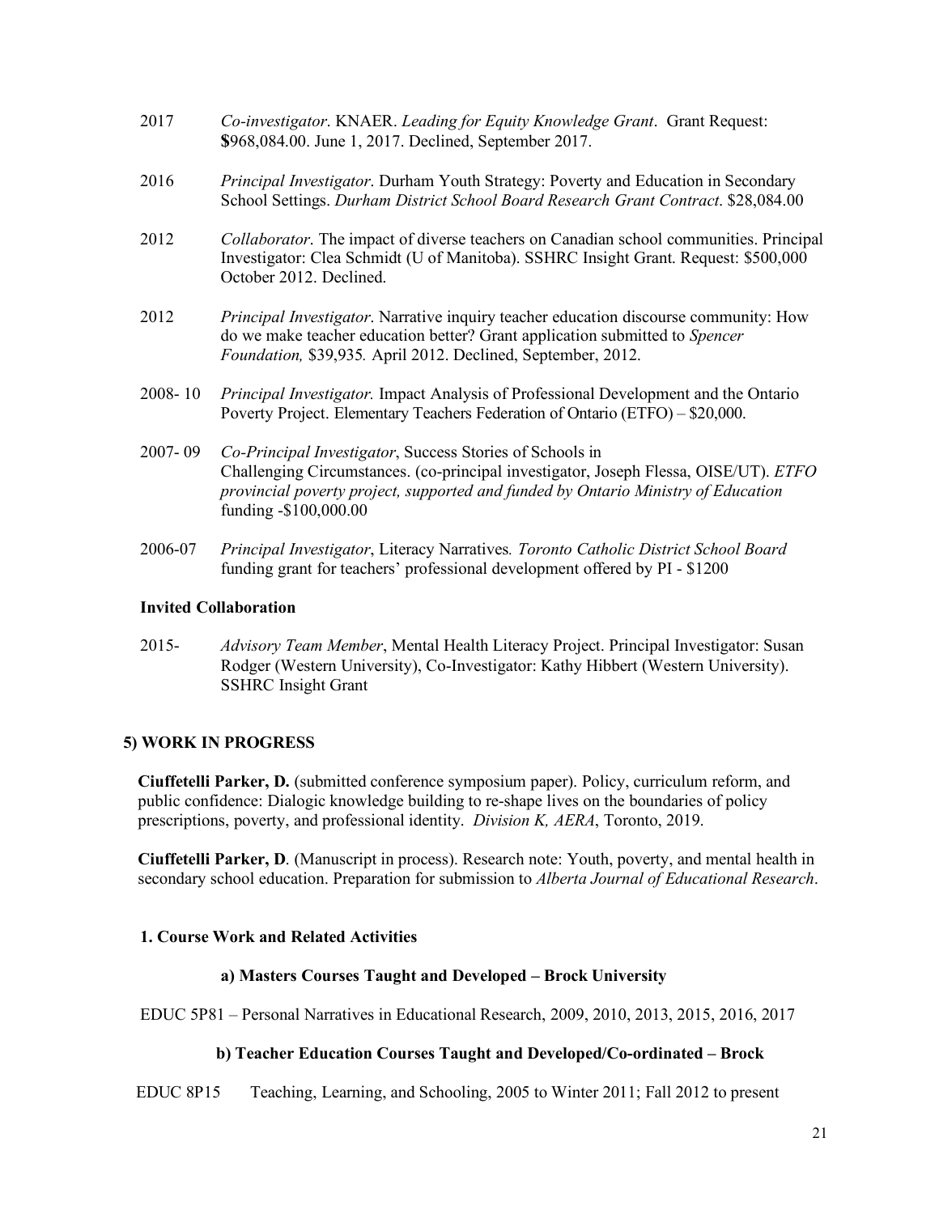2017 *Co-investigator*. KNAER. *Leading for Equity Knowledge Grant*. Grant Request: **$**968,084.00. June 1, 2017. Declined, September 2017.

2016 *Principal Investigator*. Durham Youth Strategy: Poverty and Education in Secondary School Settings. *Durham District School Board Research Grant Contract*. $28,084.00

2012 *Collaborator*. The impact of diverse teachers on Canadian school communities. Principal Investigator: Clea Schmidt (U of Manitoba). SSHRC Insight Grant. Request: $500,000 October 2012. Declined.

2012 *Principal Investigator*. Narrative inquiry teacher education discourse community: How do we make teacher education better? Grant application submitted to *Spencer Foundation,* $39,935*.* April 2012. Declined, September, 2012.

2008- 10 *Principal Investigator.* Impact Analysis of Professional Development and the Ontario Poverty Project. Elementary Teachers Federation of Ontario (ETFO) – $20,000.

2007- 09 *Co-Principal Investigator*, Success Stories of Schools in Challenging Circumstances. (co-principal investigator, Joseph Flessa, OISE/UT). *ETFO provincial poverty project, supported and funded by Ontario Ministry of Education* funding -$100,000.00

2006-07 *Principal Investigator*, Literacy Narratives*. Toronto Catholic District School Board* funding grant for teachers' professional development offered by PI - $1200

**Invited Collaboration**

2015- *Advisory Team Member*, Mental Health Literacy Project. Principal Investigator: Susan Rodger (Western University), Co-Investigator: Kathy Hibbert (Western University). SSHRC Insight Grant

## 5) WORK IN PROGRESS

**Ciuffetelli Parker, D.** (submitted conference symposium paper). Policy, curriculum reform, and public confidence: Dialogic knowledge building to re-shape lives on the boundaries of policy prescriptions, poverty, and professional identity. *Division K, AERA*, Toronto, 2019.

**Ciuffetelli Parker, D**. (Manuscript in process). Research note: Youth, poverty, and mental health in secondary school education. Preparation for submission to *Alberta Journal of Educational Research*.

### 1. Course Work and Related Activities

#### a) Masters Courses Taught and Developed – Brock University

EDUC 5P81 – Personal Narratives in Educational Research, 2009, 2010, 2013, 2015, 2016, 2017

#### b) Teacher Education Courses Taught and Developed/Co-ordinated – Brock

EDUC 8P15 Teaching, Learning, and Schooling, 2005 to Winter 2011; Fall 2012 to present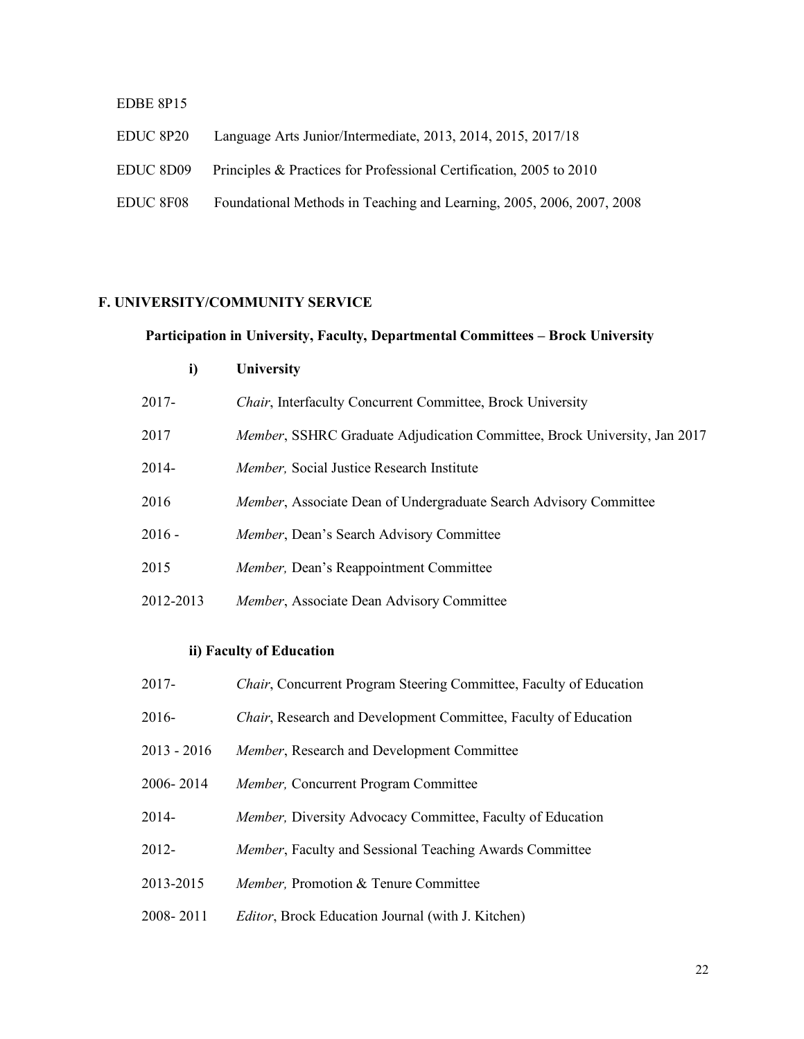EDBE 8P15

EDUC 8P20 Language Arts Junior/Intermediate, 2013, 2014, 2015, 2017/18

EDUC 8D09 Principles & Practices for Professional Certification, 2005 to 2010

EDUC 8F08 Foundational Methods in Teaching and Learning, 2005, 2006, 2007, 2008

## F. UNIVERSITY/COMMUNITY SERVICE

### Participation in University, Faculty, Departmental Committees – Brock University

#### i) University

2017- *Chair*, Interfaculty Concurrent Committee, Brock University

2017 *Member*, SSHRC Graduate Adjudication Committee, Brock University, Jan 2017

2014- *Member,* Social Justice Research Institute

2016 *Member*, Associate Dean of Undergraduate Search Advisory Committee

2016 - *Member*, Dean's Search Advisory Committee

2015 *Member,* Dean's Reappointment Committee

2012-2013 *Member*, Associate Dean Advisory Committee

#### ii) Faculty of Education

2017- *Chair*, Concurrent Program Steering Committee, Faculty of Education

2016- *Chair*, Research and Development Committee, Faculty of Education

2013 - 2016 *Member*, Research and Development Committee

2006- 2014 *Member,* Concurrent Program Committee

2014- *Member,* Diversity Advocacy Committee, Faculty of Education

2012- *Member*, Faculty and Sessional Teaching Awards Committee

2013-2015 *Member,* Promotion & Tenure Committee

2008- 2011 *Editor*, Brock Education Journal (with J. Kitchen)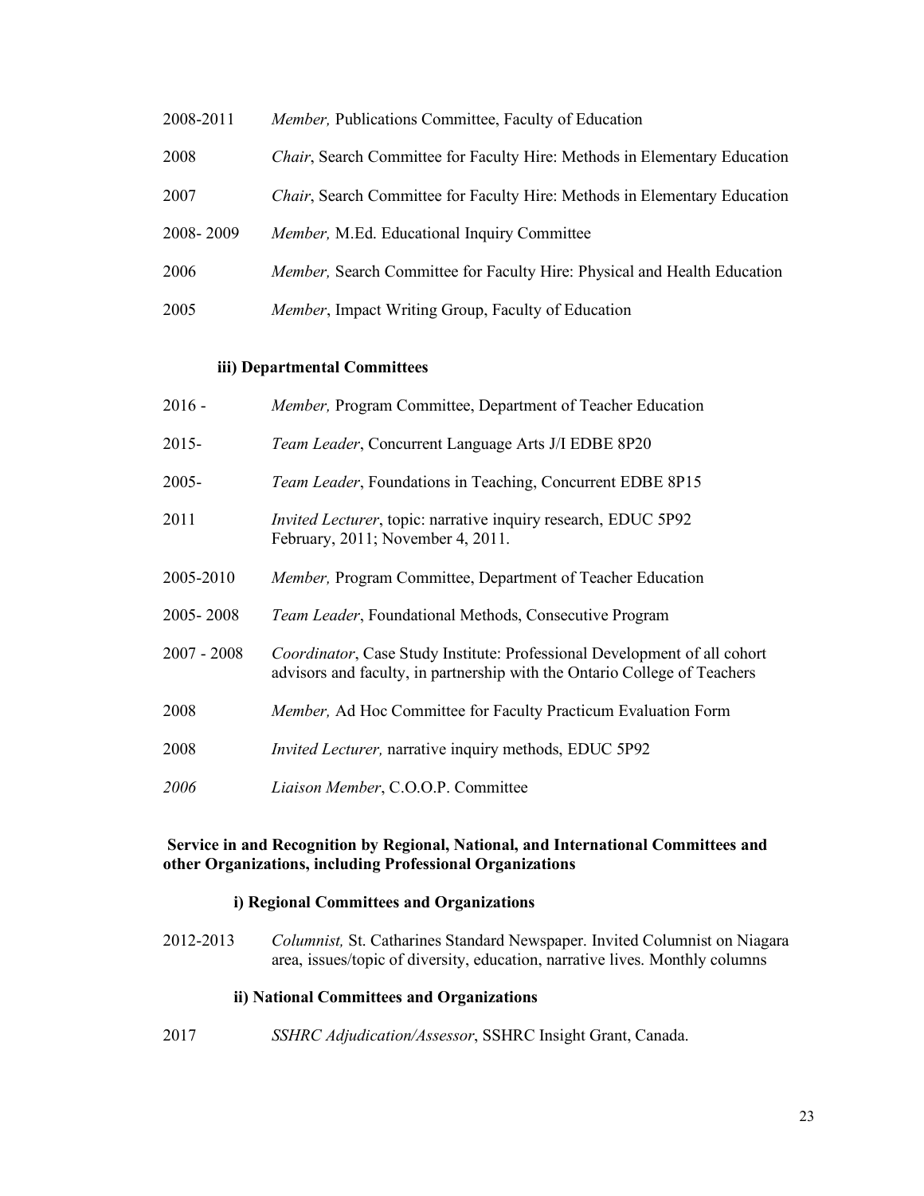| | |
|---|---|
| 2008-2011 | *Member,* Publications Committee, Faculty of Education |
| 2008 | *Chair*, Search Committee for Faculty Hire: Methods in Elementary Education |
| 2007 | *Chair*, Search Committee for Faculty Hire: Methods in Elementary Education |
| 2008- 2009 | *Member,* M.Ed. Educational Inquiry Committee |
| 2006 | *Member,* Search Committee for Faculty Hire: Physical and Health Education |
| 2005 | *Member*, Impact Writing Group, Faculty of Education |

#### iii) Departmental Committees

| | |
|---|---|
| 2016 - | *Member,* Program Committee, Department of Teacher Education |
| 2015- | *Team Leader*, Concurrent Language Arts J/I EDBE 8P20 |
| 2005- | *Team Leader*, Foundations in Teaching, Concurrent EDBE 8P15 |
| 2011 | *Invited Lecturer*, topic: narrative inquiry research, EDUC 5P92 February, 2011; November 4, 2011. |
| 2005-2010 | *Member,* Program Committee, Department of Teacher Education |
| 2005- 2008 | *Team Leader*, Foundational Methods, Consecutive Program |
| 2007 - 2008 | *Coordinator*, Case Study Institute: Professional Development of all cohort advisors and faculty, in partnership with the Ontario College of Teachers |
| 2008 | *Member,* Ad Hoc Committee for Faculty Practicum Evaluation Form |
| 2008 | *Invited Lecturer,* narrative inquiry methods, EDUC 5P92 |
| *2006* | *Liaison Member*, C.O.O.P. Committee |

### Service in and Recognition by Regional, National, and International Committees and other Organizations, including Professional Organizations

#### i) Regional Committees and Organizations

| | |
|---|---|
| 2012-2013 | *Columnist,* St. Catharines Standard Newspaper. Invited Columnist on Niagara area, issues/topic of diversity, education, narrative lives. Monthly columns |

#### ii) National Committees and Organizations

| | |
|---|---|
| 2017 | *SSHRC Adjudication/Assessor*, SSHRC Insight Grant, Canada. |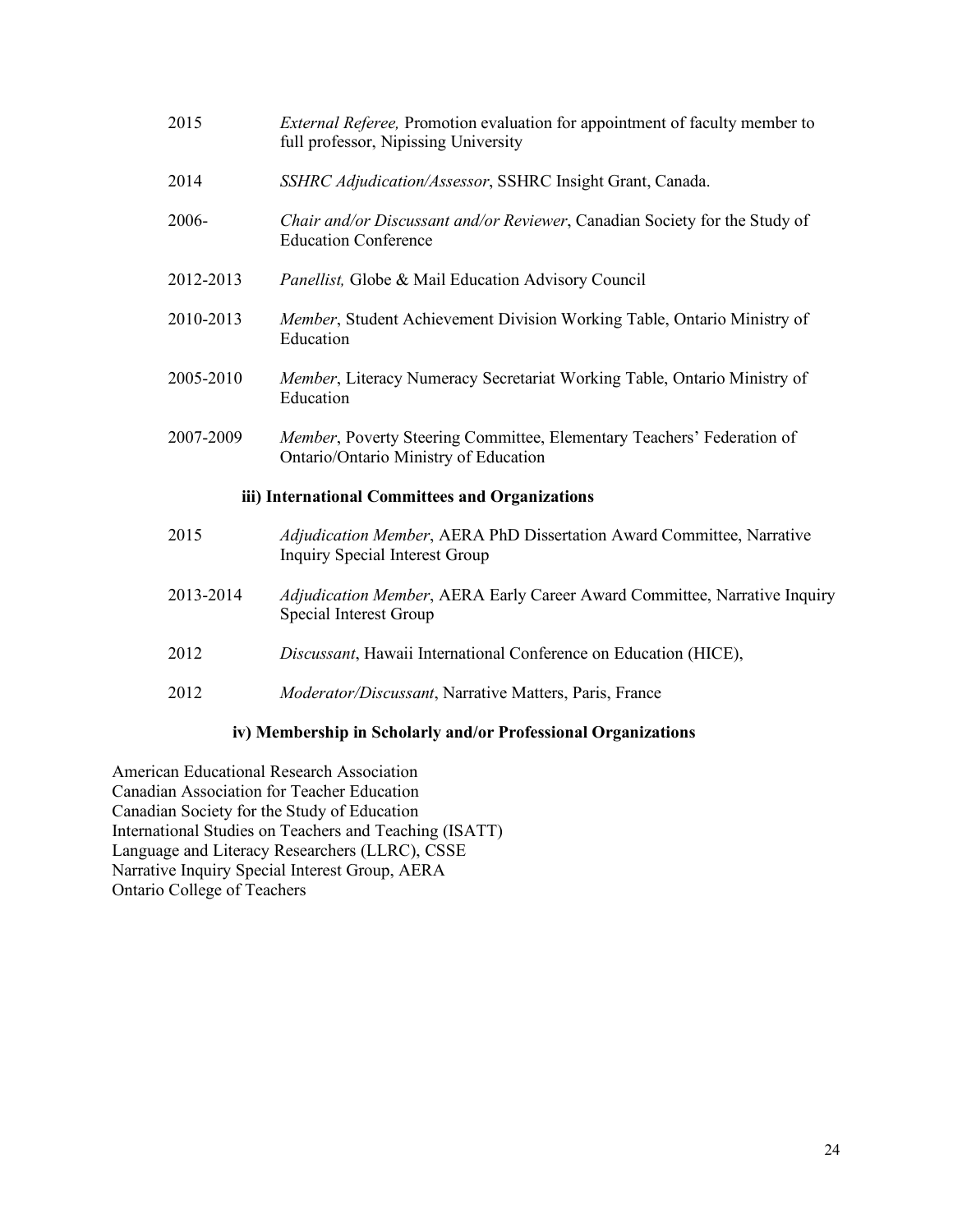2015 *External Referee,* Promotion evaluation for appointment of faculty member to full professor, Nipissing University

2014 *SSHRC Adjudication/Assessor*, SSHRC Insight Grant, Canada.

2006- *Chair and/or Discussant and/or Reviewer*, Canadian Society for the Study of Education Conference

2012-2013 *Panellist,* Globe & Mail Education Advisory Council

2010-2013 *Member*, Student Achievement Division Working Table, Ontario Ministry of Education

2005-2010 *Member*, Literacy Numeracy Secretariat Working Table, Ontario Ministry of Education

2007-2009 *Member*, Poverty Steering Committee, Elementary Teachers' Federation of Ontario/Ontario Ministry of Education

### iii) International Committees and Organizations

2015 *Adjudication Member*, AERA PhD Dissertation Award Committee, Narrative Inquiry Special Interest Group

2013-2014 *Adjudication Member*, AERA Early Career Award Committee, Narrative Inquiry Special Interest Group

2012 *Discussant*, Hawaii International Conference on Education (HICE),

2012 *Moderator/Discussant*, Narrative Matters, Paris, France

### iv) Membership in Scholarly and/or Professional Organizations

American Educational Research Association
Canadian Association for Teacher Education
Canadian Society for the Study of Education
International Studies on Teachers and Teaching (ISATT)
Language and Literacy Researchers (LLRC), CSSE
Narrative Inquiry Special Interest Group, AERA
Ontario College of Teachers